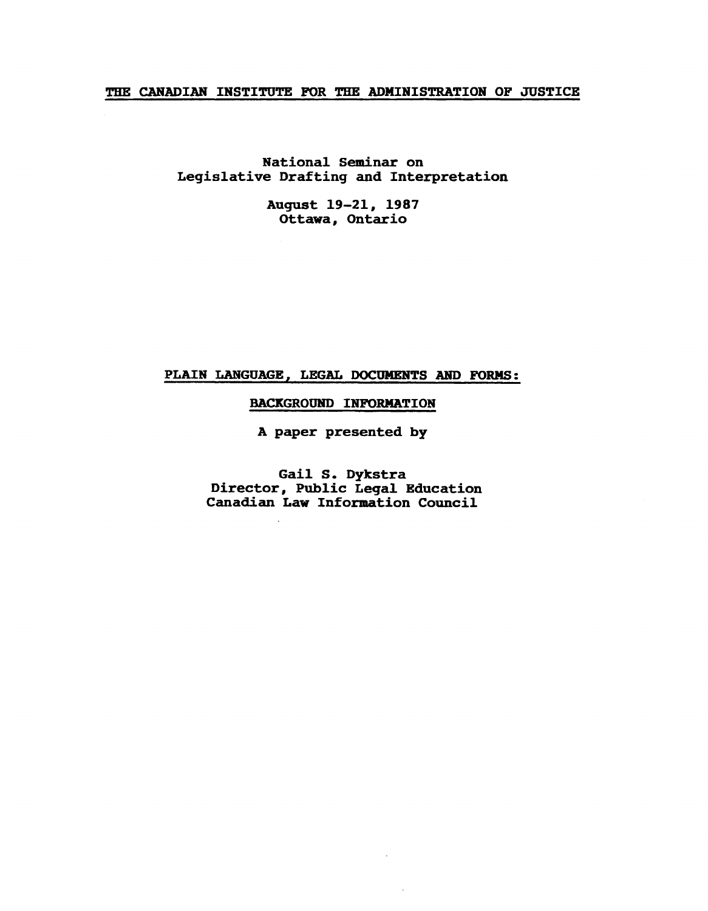**THE CANADIAN INSTITUTE FOR THE ADMINISTRATION OF JUSTICE**

National Seminar on
Legislative Drafting and Interpretation

August 19-21, 1987
Ottawa, Ontario

# PLAIN LANGUAGE, LEGAL DOCUMENTS AND FORMS:

## BACKGROUND INFORMATION

A paper presented by

Gail S. Dykstra
Director, Public Legal Education
Canadian Law Information Council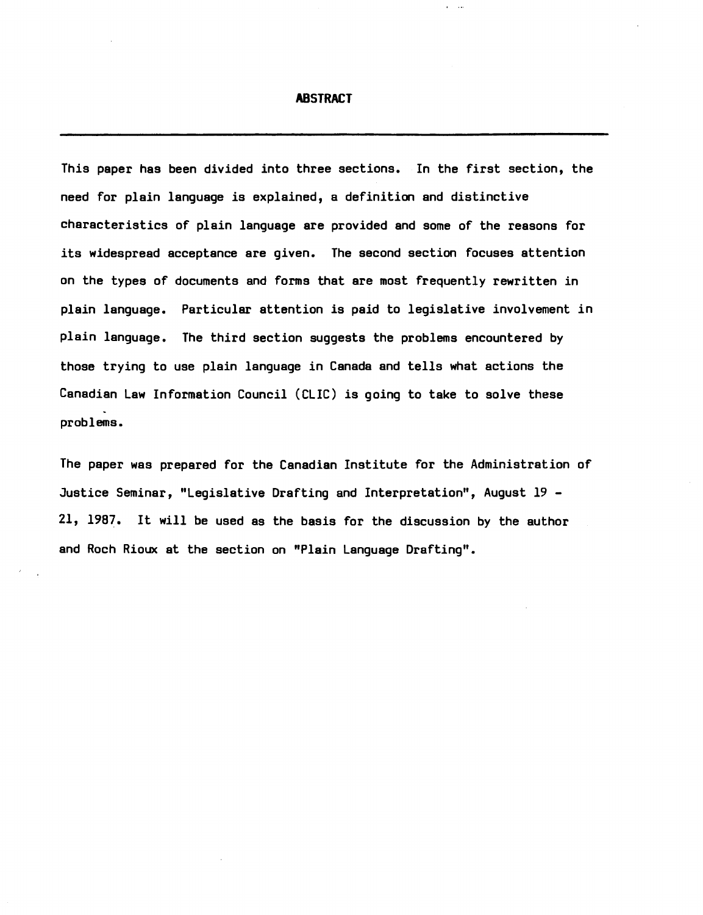# ABSTRACT

---

This paper has been divided into three sections. In the first section, the need for plain language is explained, a definition and distinctive characteristics of plain language are provided and some of the reasons for its widespread acceptance are given. The second section focuses attention on the types of documents and forms that are most frequently rewritten in plain language. Particular attention is paid to legislative involvement in plain language. The third section suggests the problems encountered by those trying to use plain language in Canada and tells what actions the Canadian Law Information Council (CLIC) is going to take to solve these problems.

The paper was prepared for the Canadian Institute for the Administration of Justice Seminar, "Legislative Drafting and Interpretation", August 19 - 21, 1987. It will be used as the basis for the discussion by the author and Roch Rioux at the section on "Plain Language Drafting".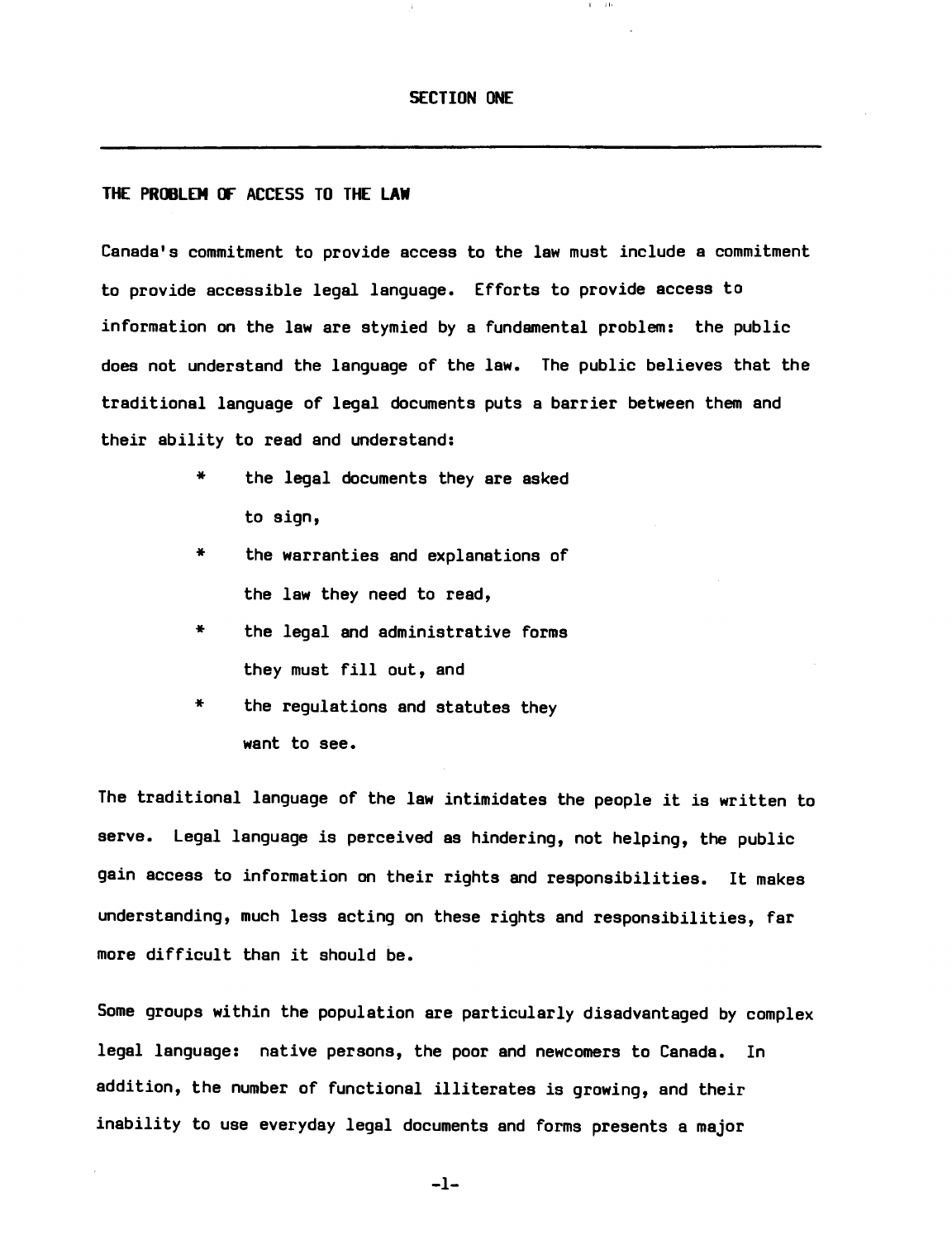# SECTION ONE

## THE PROBLEM OF ACCESS TO THE LAW

Canada's commitment to provide access to the law must include a commitment to provide accessible legal language. Efforts to provide access to information on the law are stymied by a fundamental problem: the public does not understand the language of the law. The public believes that the traditional language of legal documents puts a barrier between them and their ability to read and understand:

- the legal documents they are asked to sign,
- the warranties and explanations of the law they need to read,
- the legal and administrative forms they must fill out, and
- the regulations and statutes they want to see.

The traditional language of the law intimidates the people it is written to serve. Legal language is perceived as hindering, not helping, the public gain access to information on their rights and responsibilities. It makes understanding, much less acting on these rights and responsibilities, far more difficult than it should be.

Some groups within the population are particularly disadvantaged by complex legal language: native persons, the poor and newcomers to Canada. In addition, the number of functional illiterates is growing, and their inability to use everyday legal documents and forms presents a major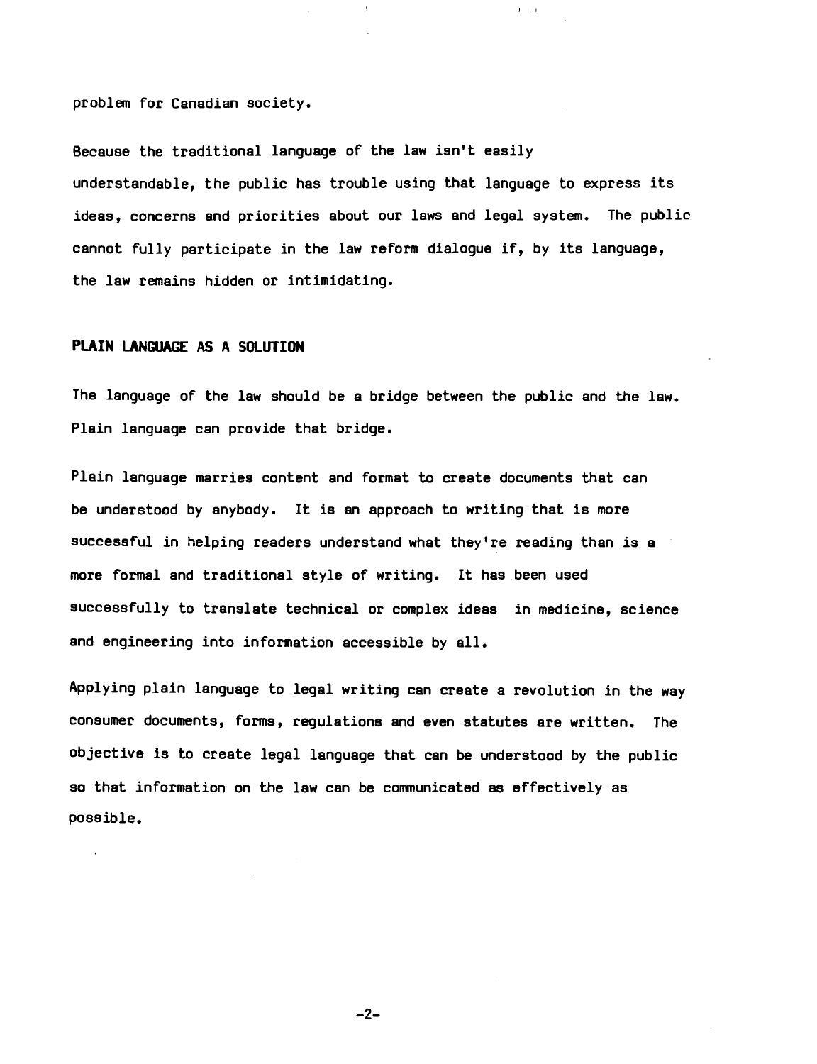problem for Canadian society.

Because the traditional language of the law isn't easily understandable, the public has trouble using that language to express its ideas, concerns and priorities about our laws and legal system. The public cannot fully participate in the law reform dialogue if, by its language, the law remains hidden or intimidating.

## PLAIN LANGUAGE AS A SOLUTION

The language of the law should be a bridge between the public and the law. Plain language can provide that bridge.

Plain language marries content and format to create documents that can be understood by anybody. It is an approach to writing that is more successful in helping readers understand what they're reading than is a more formal and traditional style of writing. It has been used successfully to translate technical or complex ideas in medicine, science and engineering into information accessible by all.

Applying plain language to legal writing can create a revolution in the way consumer documents, forms, regulations and even statutes are written. The objective is to create legal language that can be understood by the public so that information on the law can be communicated as effectively as possible.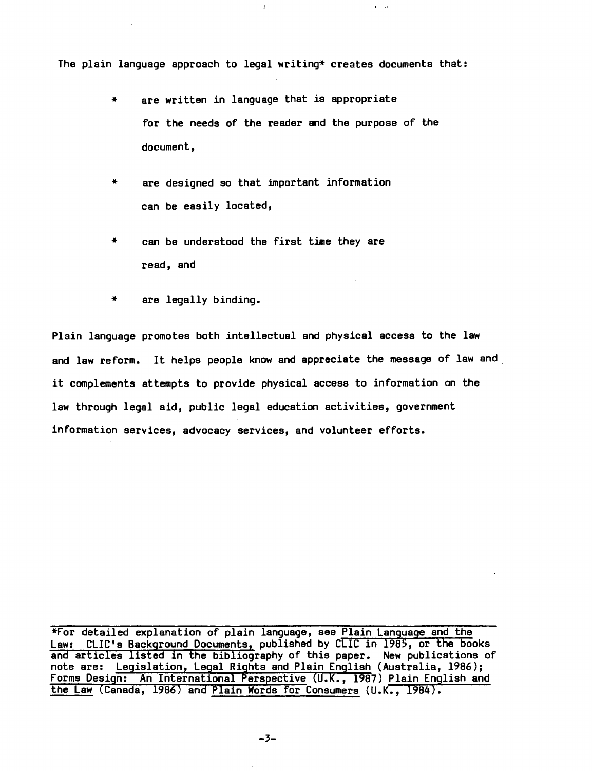The plain language approach to legal writing* creates documents that:

* are written in language that is appropriate for the needs of the reader and the purpose of the document,
* are designed so that important information can be easily located,
* can be understood the first time they are read, and
* are legally binding.

Plain language promotes both intellectual and physical access to the law and law reform. It helps people know and appreciate the message of law and it complements attempts to provide physical access to information on the law through legal aid, public legal education activities, government information services, advocacy services, and volunteer efforts.

---

*For detailed explanation of plain language, see Plain Language and the Law: CLIC's Background Documents, published by CLIC in 1985, or the books and articles listed in the bibliography of this paper. New publications of note are: Legislation, Legal Rights and Plain English (Australia, 1986); Forms Design: An International Perspective (U.K., 1987) Plain English and the Law (Canada, 1986) and Plain Words for Consumers (U.K., 1984).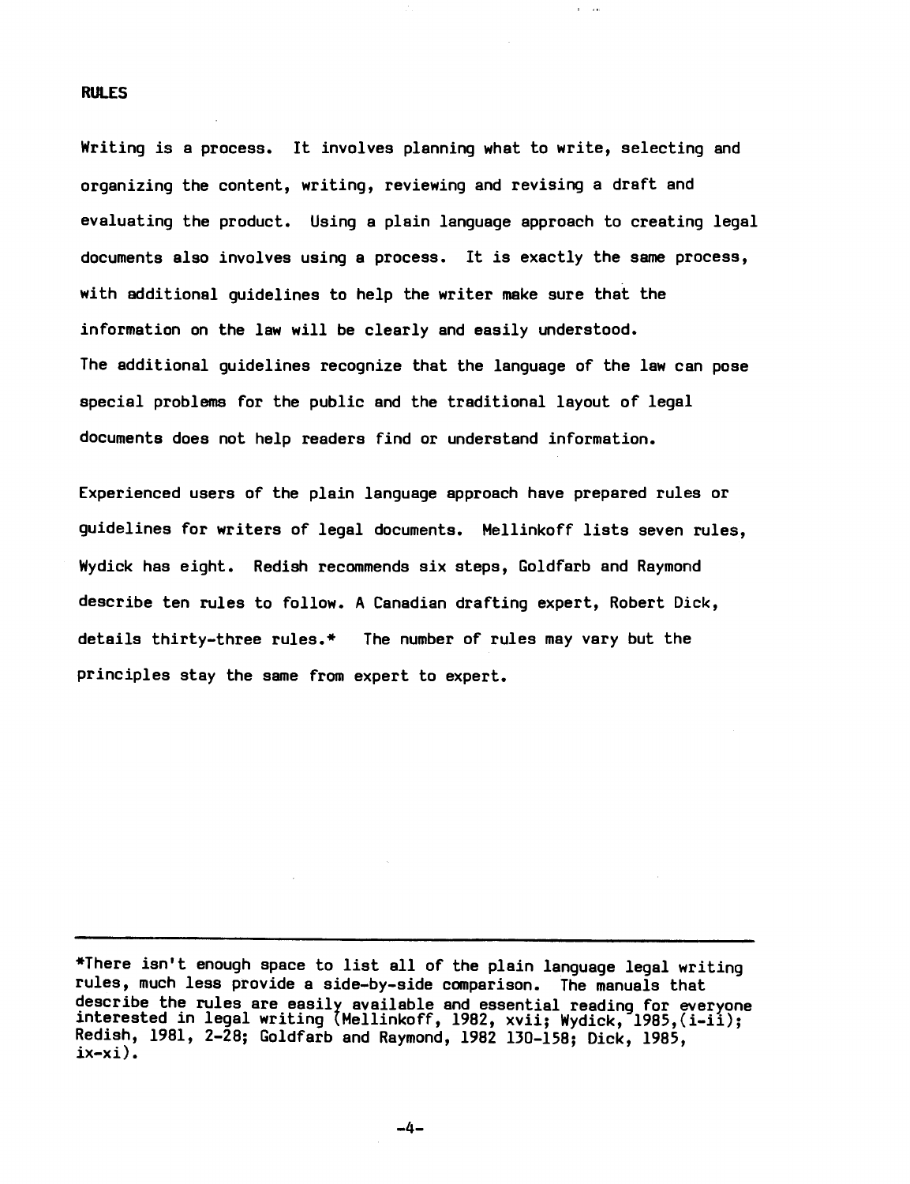## RULES

Writing is a process. It involves planning what to write, selecting and organizing the content, writing, reviewing and revising a draft and evaluating the product. Using a plain language approach to creating legal documents also involves using a process. It is exactly the same process, with additional guidelines to help the writer make sure that the information on the law will be clearly and easily understood.
The additional guidelines recognize that the language of the law can pose special problems for the public and the traditional layout of legal documents does not help readers find or understand information.

Experienced users of the plain language approach have prepared rules or guidelines for writers of legal documents. Mellinkoff lists seven rules, Wydick has eight. Redish recommends six steps, Goldfarb and Raymond describe ten rules to follow. A Canadian drafting expert, Robert Dick, details thirty-three rules.* The number of rules may vary but the principles stay the same from expert to expert.

---

*There isn't enough space to list all of the plain language legal writing rules, much less provide a side-by-side comparison. The manuals that describe the rules are easily available and essential reading for everyone interested in legal writing (Mellinkoff, 1982, xvii; Wydick, 1985,(i-ii); Redish, 1981, 2-28; Goldfarb and Raymond, 1982 130-158; Dick, 1985, ix-xi).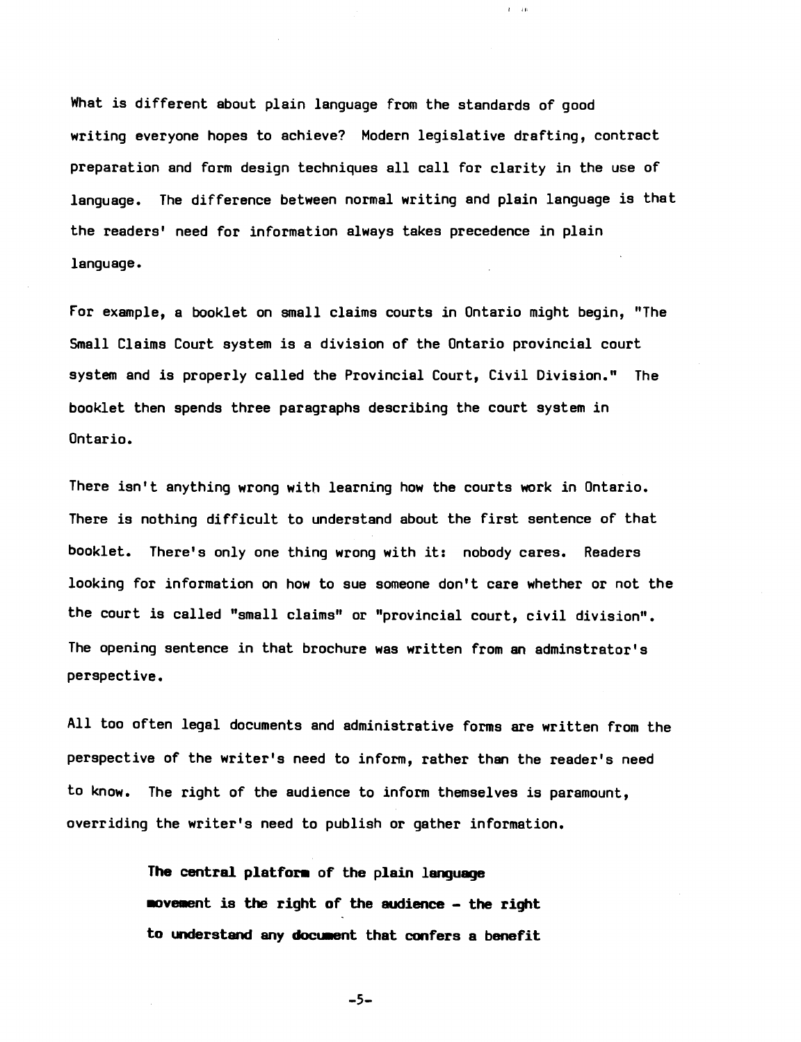What is different about plain language from the standards of good writing everyone hopes to achieve? Modern legislative drafting, contract preparation and form design techniques all call for clarity in the use of language. The difference between normal writing and plain language is that the readers' need for information always takes precedence in plain language.

For example, a booklet on small claims courts in Ontario might begin, "The Small Claims Court system is a division of the Ontario provincial court system and is properly called the Provincial Court, Civil Division." The booklet then spends three paragraphs describing the court system in Ontario.

There isn't anything wrong with learning how the courts work in Ontario. There is nothing difficult to understand about the first sentence of that booklet. There's only one thing wrong with it: nobody cares. Readers looking for information on how to sue someone don't care whether or not the the court is called "small claims" or "provincial court, civil division". The opening sentence in that brochure was written from an adminstrator's perspective.

All too often legal documents and administrative forms are written from the perspective of the writer's need to inform, rather than the reader's need to know. The right of the audience to inform themselves is paramount, overriding the writer's need to publish or gather information.

> **The central platform of the plain language movement is the right of the audience - the right to understand any document that confers a benefit**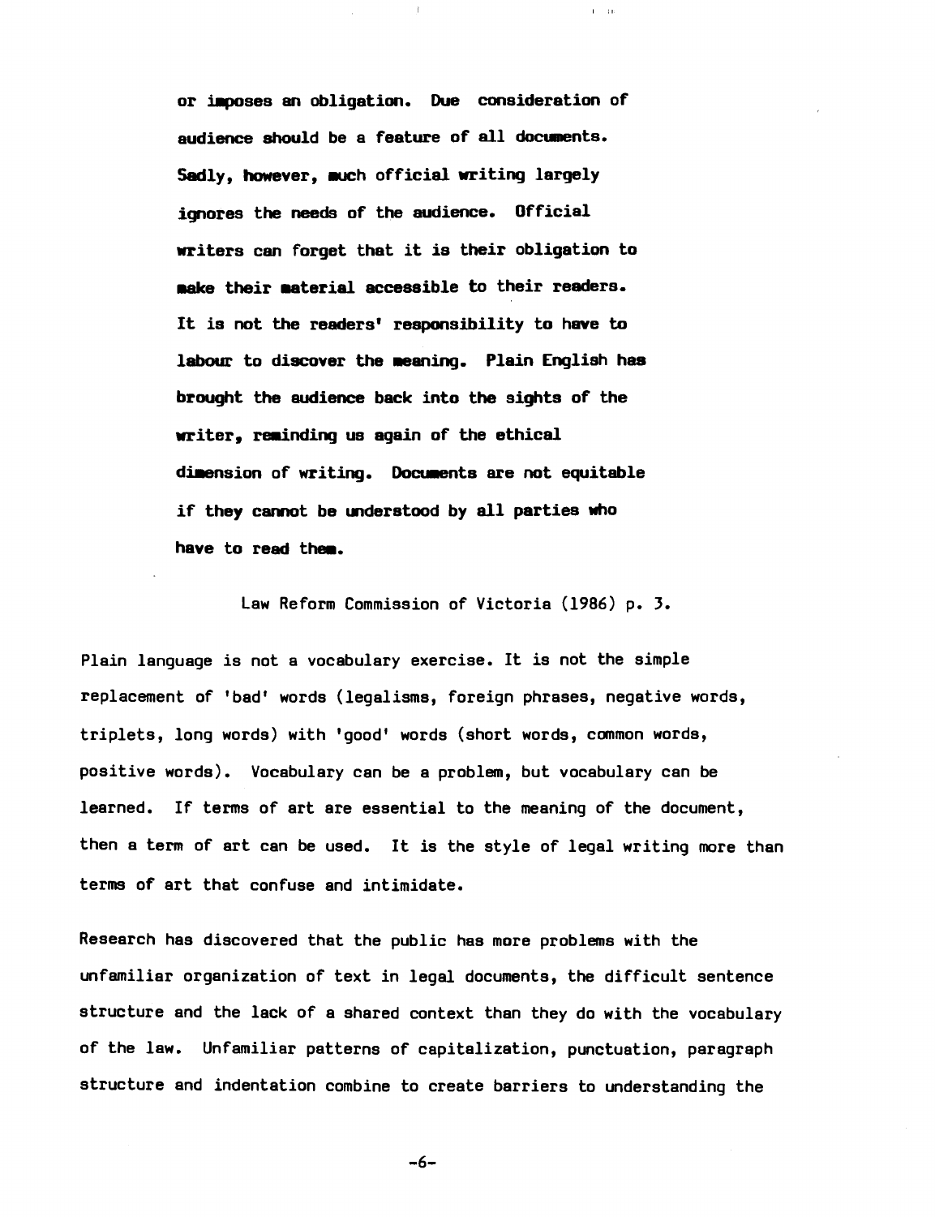> **or imposes an obligation. Due consideration of audience should be a feature of all documents. Sadly, however, much official writing largely ignores the needs of the audience. Official writers can forget that it is their obligation to make their material accessible to their readers. It is not the readers' responsibility to have to labour to discover the meaning. Plain English has brought the audience back into the sights of the writer, reminding us again of the ethical dimension of writing. Documents are not equitable if they cannot be understood by all parties who have to read them.**
>
> Law Reform Commission of Victoria (1986) p. 3.

Plain language is not a vocabulary exercise. It is not the simple replacement of 'bad' words (legalisms, foreign phrases, negative words, triplets, long words) with 'good' words (short words, common words, positive words). Vocabulary can be a problem, but vocabulary can be learned. If terms of art are essential to the meaning of the document, then a term of art can be used. It is the style of legal writing more than terms of art that confuse and intimidate.

Research has discovered that the public has more problems with the unfamiliar organization of text in legal documents, the difficult sentence structure and the lack of a shared context than they do with the vocabulary of the law. Unfamiliar patterns of capitalization, punctuation, paragraph structure and indentation combine to create barriers to understanding the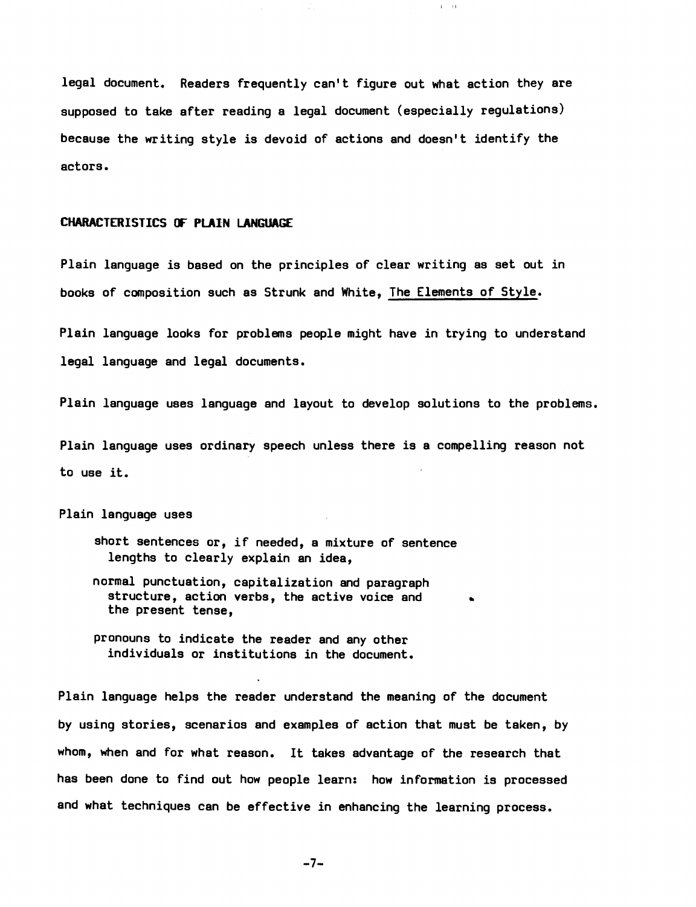legal document. Readers frequently can't figure out what action they are supposed to take after reading a legal document (especially regulations) because the writing style is devoid of actions and doesn't identify the actors.

## CHARACTERISTICS OF PLAIN LANGUAGE

Plain language is based on the principles of clear writing as set out in books of composition such as Strunk and White, The Elements of Style.

Plain language looks for problems people might have in trying to understand legal language and legal documents.

Plain language uses language and layout to develop solutions to the problems.

Plain language uses ordinary speech unless there is a compelling reason not to use it.

Plain language uses

- short sentences or, if needed, a mixture of sentence lengths to clearly explain an idea,
- normal punctuation, capitalization and paragraph structure, action verbs, the active voice and the present tense,
- pronouns to indicate the reader and any other individuals or institutions in the document.

Plain language helps the reader understand the meaning of the document by using stories, scenarios and examples of action that must be taken, by whom, when and for what reason. It takes advantage of the research that has been done to find out how people learn: how information is processed and what techniques can be effective in enhancing the learning process.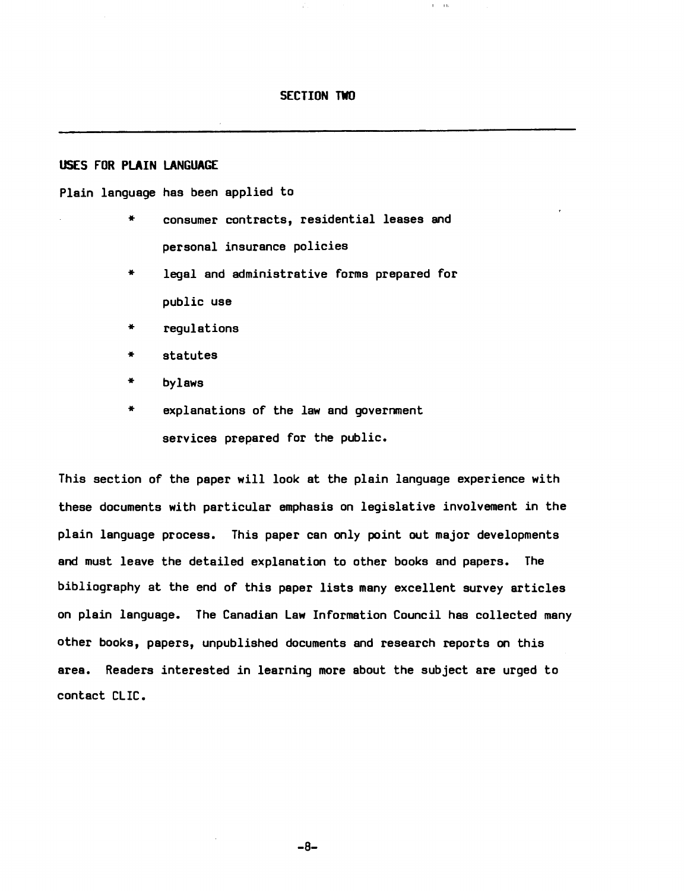# SECTION TWO

---

## USES FOR PLAIN LANGUAGE

Plain language has been applied to

- consumer contracts, residential leases and personal insurance policies
- legal and administrative forms prepared for public use
- regulations
- statutes
- bylaws
- explanations of the law and government services prepared for the public.

This section of the paper will look at the plain language experience with these documents with particular emphasis on legislative involvement in the plain language process. This paper can only point out major developments and must leave the detailed explanation to other books and papers. The bibliography at the end of this paper lists many excellent survey articles on plain language. The Canadian Law Information Council has collected many other books, papers, unpublished documents and research reports on this area. Readers interested in learning more about the subject are urged to contact CLIC.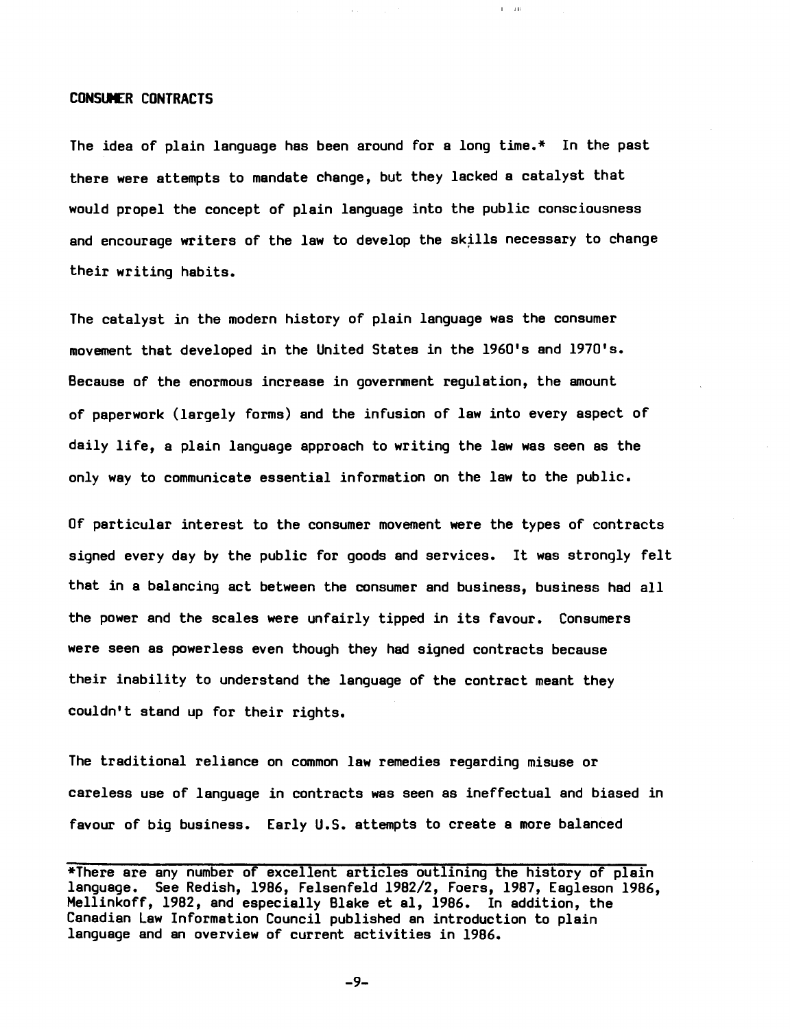## CONSUMER CONTRACTS

The idea of plain language has been around for a long time.* In the past there were attempts to mandate change, but they lacked a catalyst that would propel the concept of plain language into the public consciousness and encourage writers of the law to develop the skills necessary to change their writing habits.

The catalyst in the modern history of plain language was the consumer movement that developed in the United States in the 1960's and 1970's. Because of the enormous increase in government regulation, the amount of paperwork (largely forms) and the infusion of law into every aspect of daily life, a plain language approach to writing the law was seen as the only way to communicate essential information on the law to the public.

Of particular interest to the consumer movement were the types of contracts signed every day by the public for goods and services. It was strongly felt that in a balancing act between the consumer and business, business had all the power and the scales were unfairly tipped in its favour. Consumers were seen as powerless even though they had signed contracts because their inability to understand the language of the contract meant they couldn't stand up for their rights.

The traditional reliance on common law remedies regarding misuse or careless use of language in contracts was seen as ineffectual and biased in favour of big business. Early U.S. attempts to create a more balanced

---

*There are any number of excellent articles outlining the history of plain language. See Redish, 1986, Felsenfeld 1982/2, Foers, 1987, Eagleson 1986, Mellinkoff, 1982, and especially Blake et al, 1986. In addition, the Canadian Law Information Council published an introduction to plain language and an overview of current activities in 1986.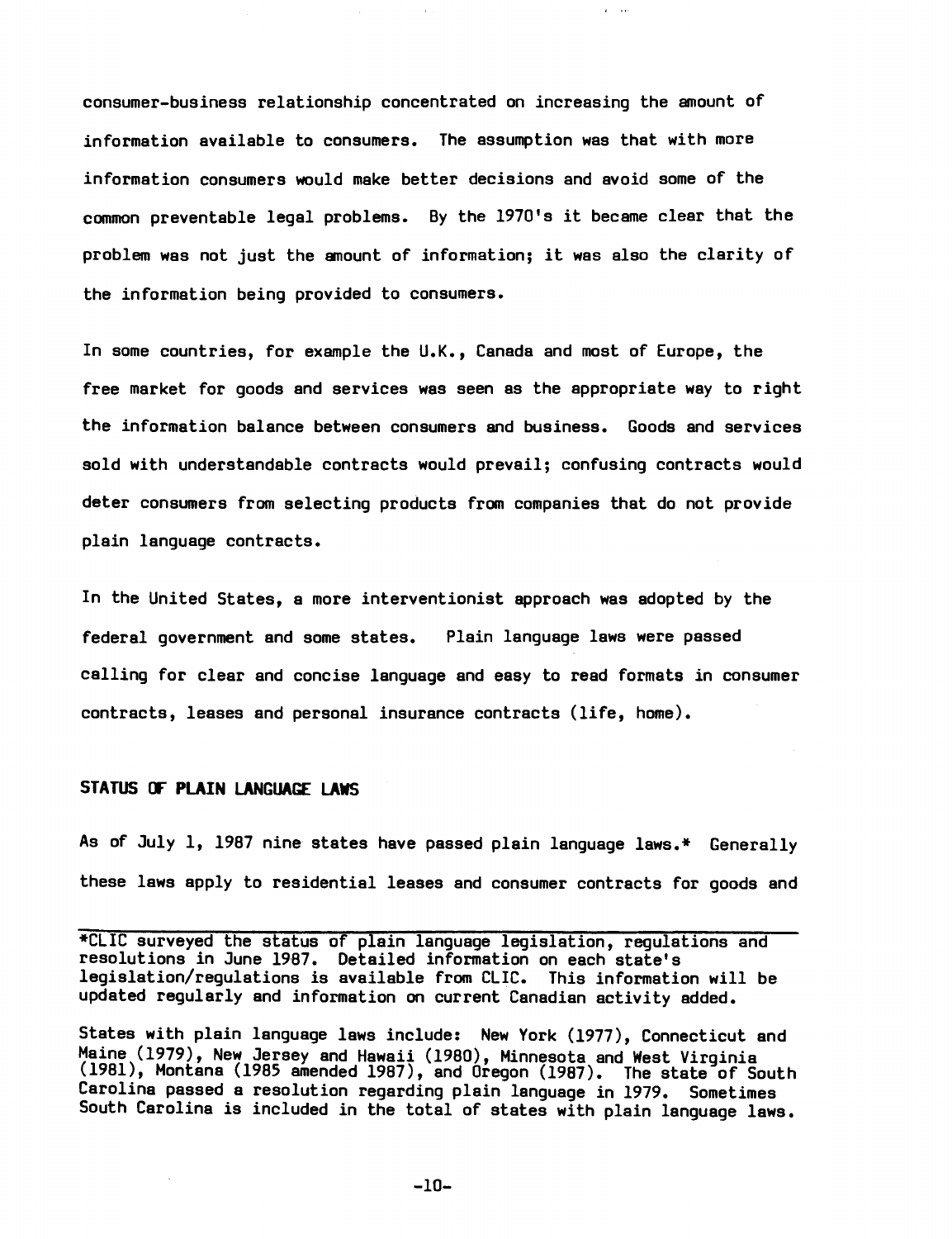consumer-business relationship concentrated on increasing the amount of information available to consumers. The assumption was that with more information consumers would make better decisions and avoid some of the common preventable legal problems. By the 1970's it became clear that the problem was not just the amount of information; it was also the clarity of the information being provided to consumers.

In some countries, for example the U.K., Canada and most of Europe, the free market for goods and services was seen as the appropriate way to right the information balance between consumers and business. Goods and services sold with understandable contracts would prevail; confusing contracts would deter consumers from selecting products from companies that do not provide plain language contracts.

In the United States, a more interventionist approach was adopted by the federal government and some states. Plain language laws were passed calling for clear and concise language and easy to read formats in consumer contracts, leases and personal insurance contracts (life, home).

## STATUS OF PLAIN LANGUAGE LAWS

As of July 1, 1987 nine states have passed plain language laws.* Generally these laws apply to residential leases and consumer contracts for goods and

---

*CLIC surveyed the status of plain language legislation, regulations and resolutions in June 1987. Detailed information on each state's legislation/regulations is available from CLIC. This information will be updated regularly and information on current Canadian activity added.

States with plain language laws include: New York (1977), Connecticut and Maine (1979), New Jersey and Hawaii (1980), Minnesota and West Virginia (1981), Montana (1985 amended 1987), and Oregon (1987). The state of South Carolina passed a resolution regarding plain language in 1979. Sometimes South Carolina is included in the total of states with plain language laws.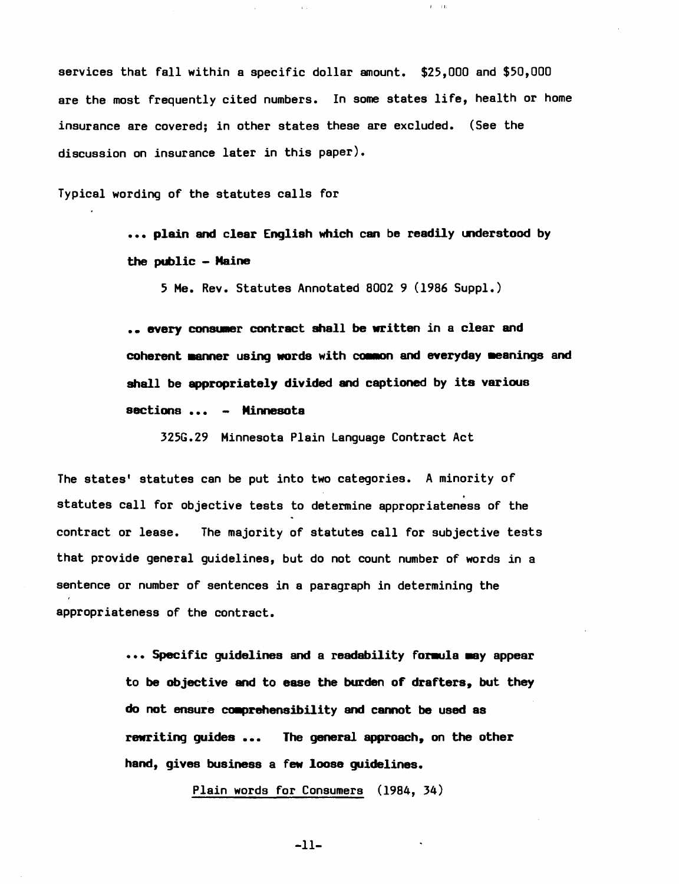services that fall within a specific dollar amount. $25,000 and $50,000 are the most frequently cited numbers. In some states life, health or home insurance are covered; in other states these are excluded. (See the discussion on insurance later in this paper).

Typical wording of the statutes calls for

> **... plain and clear English which can be readily understood by the public - Maine**
>
> 5 Me. Rev. Statutes Annotated 8002 9 (1986 Suppl.)
>
> **.. every consumer contract shall be written in a clear and coherent manner using words with common and everyday meanings and shall be appropriately divided and captioned by its various sections ... - Minnesota**
>
> 325G.29 Minnesota Plain Language Contract Act

The states' statutes can be put into two categories. A minority of statutes call for objective tests to determine appropriateness of the contract or lease. The majority of statutes call for subjective tests that provide general guidelines, but do not count number of words in a sentence or number of sentences in a paragraph in determining the appropriateness of the contract.

> **... Specific guidelines and a readability formula may appear to be objective and to ease the burden of drafters, but they do not ensure comprehensibility and cannot be used as rewriting guides ... The general approach, on the other hand, gives business a few loose guidelines.**
>
> Plain words for Consumers (1984, 34)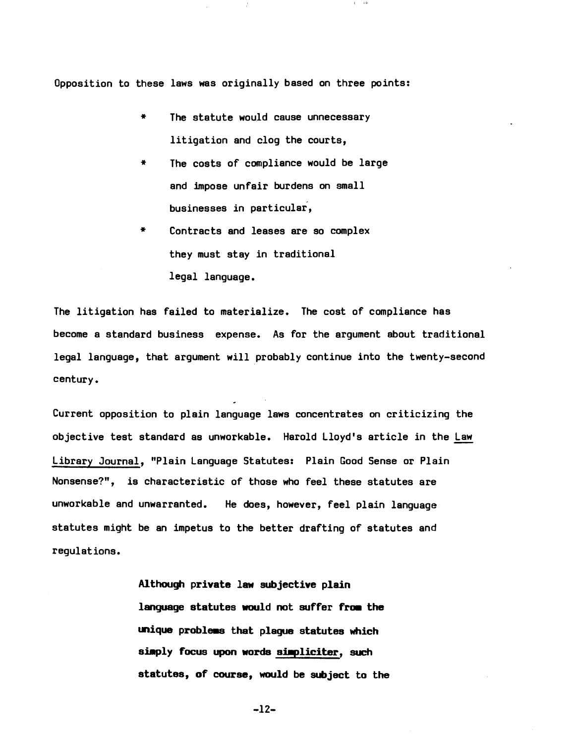Opposition to these laws was originally based on three points:

* The statute would cause unnecessary litigation and clog the courts,
* The costs of compliance would be large and impose unfair burdens on small businesses in particular,
* Contracts and leases are so complex they must stay in traditional legal language.

The litigation has failed to materialize. The cost of compliance has become a standard business expense. As for the argument about traditional legal language, that argument will probably continue into the twenty-second century.

Current opposition to plain language laws concentrates on criticizing the objective test standard as unworkable. Harold Lloyd's article in the Law Library Journal, "Plain Language Statutes: Plain Good Sense or Plain Nonsense?", is characteristic of those who feel these statutes are unworkable and unwarranted. He does, however, feel plain language statutes might be an impetus to the better drafting of statutes and regulations.

> **Although private law subjective plain language statutes would not suffer from the unique problems that plague statutes which simply focus upon words simpliciter, such statutes, of course, would be subject to the**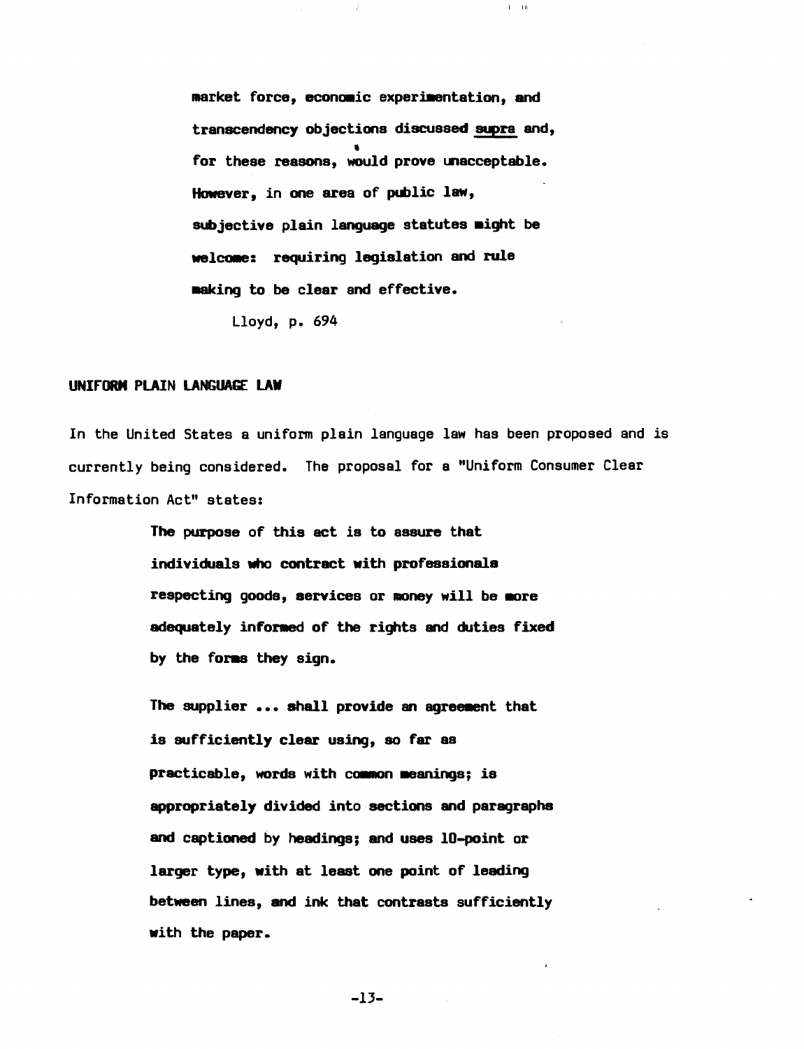> **market force, economic experimentation, and transcendency objections discussed _supra_ and, for these reasons, would prove unacceptable. However, in one area of public law, subjective plain language statutes might be welcome: requiring legislation and rule making to be clear and effective.**
>
> Lloyd, p. 694

**UNIFORM PLAIN LANGUAGE LAW**

In the United States a uniform plain language law has been proposed and is currently being considered. The proposal for a "Uniform Consumer Clear Information Act" states:

> **The purpose of this act is to assure that individuals who contract with professionals respecting goods, services or money will be more adequately informed of the rights and duties fixed by the forms they sign.**
>
> **The supplier ... shall provide an agreement that is sufficiently clear using, so far as practicable, words with common meanings; is appropriately divided into sections and paragraphs and captioned by headings; and uses 10-point or larger type, with at least one point of leading between lines, and ink that contrasts sufficiently with the paper.**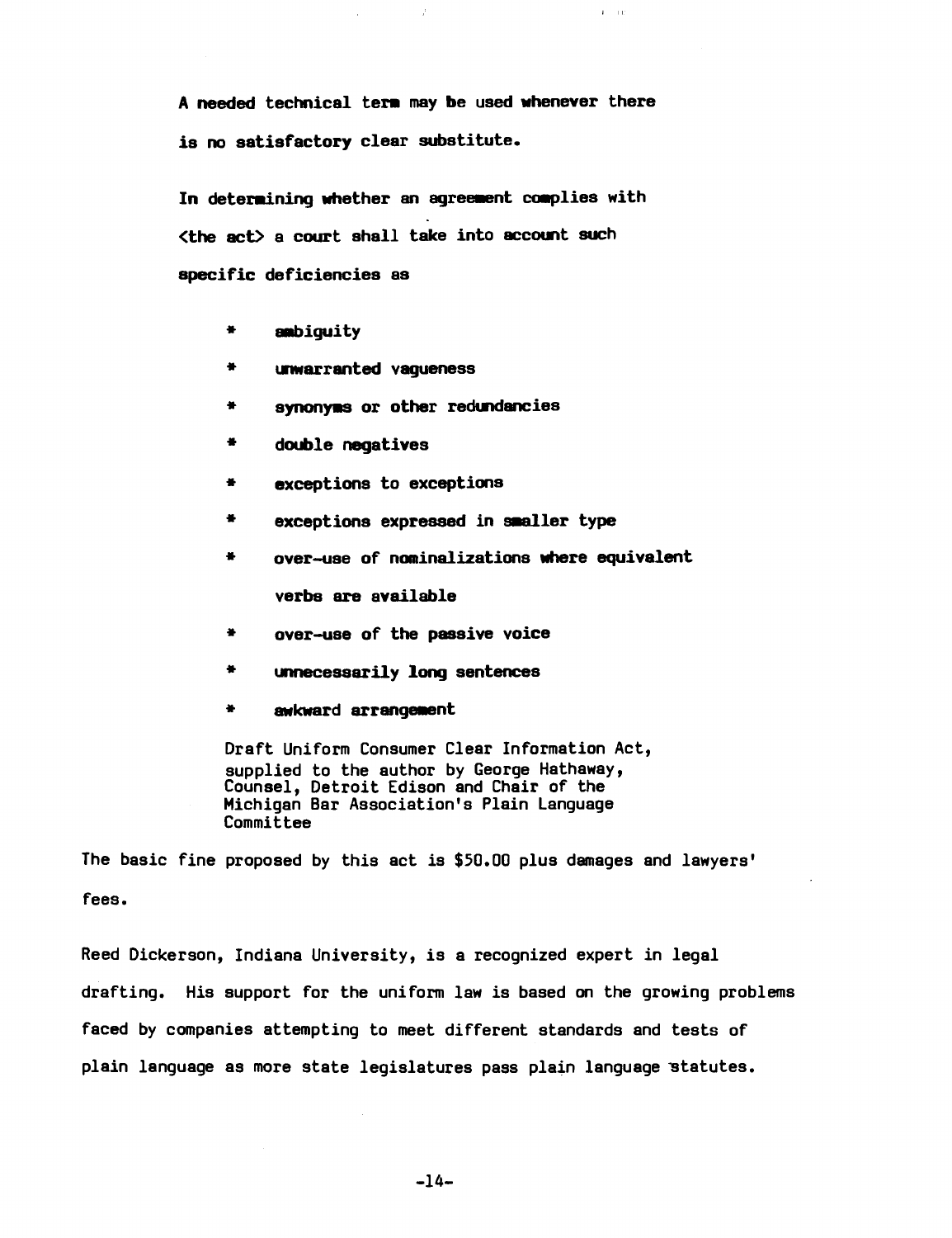**A needed technical term may be used whenever there is no satisfactory clear substitute.**

**In determining whether an agreement complies with <the act> a court shall take into account such specific deficiencies as**

- **ambiguity**
- **unwarranted vagueness**
- **synonyms or other redundancies**
- **double negatives**
- **exceptions to exceptions**
- **exceptions expressed in smaller type**
- **over-use of nominalizations where equivalent verbs are available**
- **over-use of the passive voice**
- **unnecessarily long sentences**
- **awkward arrangement**

Draft Uniform Consumer Clear Information Act, supplied to the author by George Hathaway, Counsel, Detroit Edison and Chair of the Michigan Bar Association's Plain Language Committee

The basic fine proposed by this act is $50.00 plus damages and lawyers' fees.

Reed Dickerson, Indiana University, is a recognized expert in legal drafting. His support for the uniform law is based on the growing problems faced by companies attempting to meet different standards and tests of plain language as more state legislatures pass plain language statutes.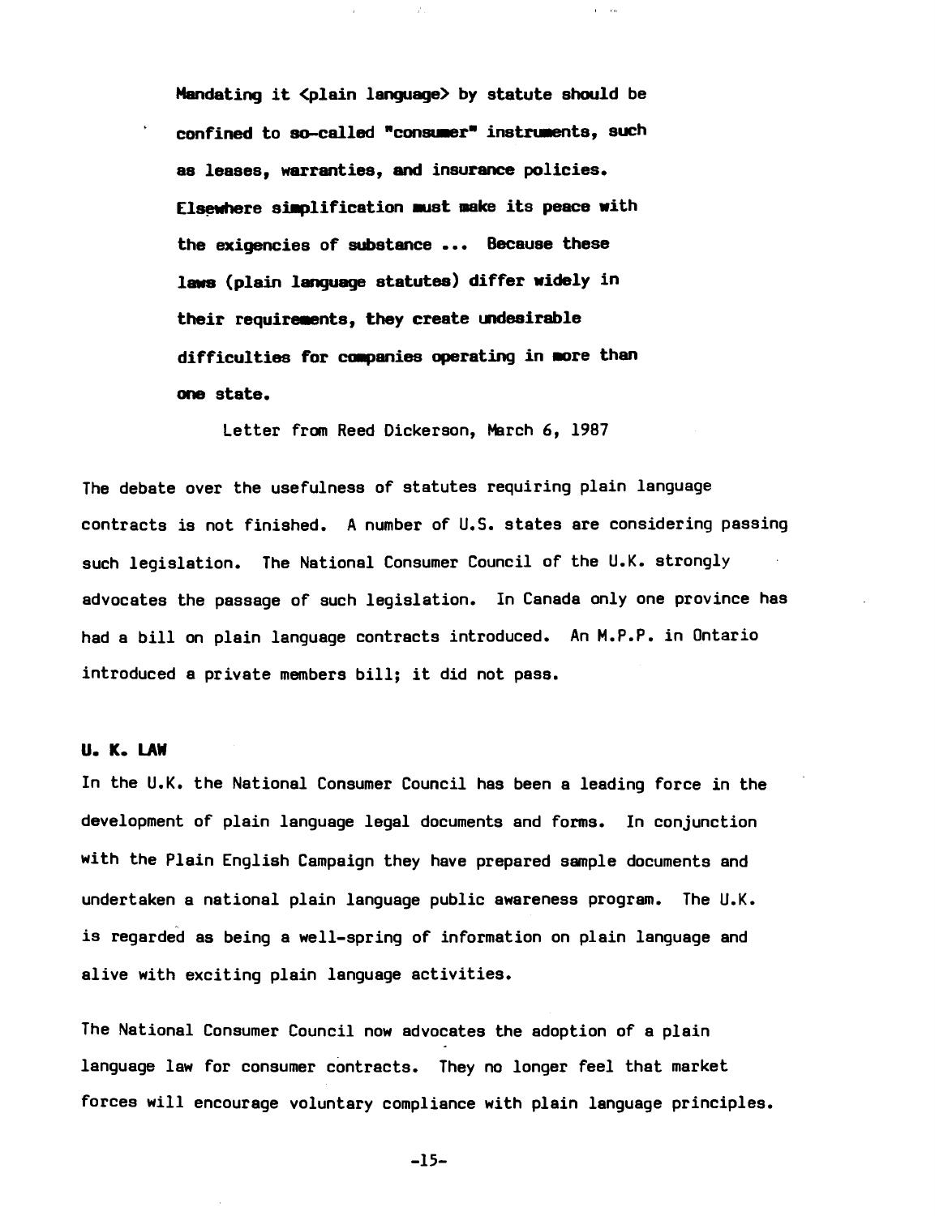**Mandating it <plain language> by statute should be confined to so-called "consumer" instruments, such as leases, warranties, and insurance policies. Elsewhere simplification must make its peace with the exigencies of substance ... Because these laws (plain language statutes) differ widely in their requirements, they create undesirable difficulties for companies operating in more than one state.**

Letter from Reed Dickerson, March 6, 1987

The debate over the usefulness of statutes requiring plain language contracts is not finished. A number of U.S. states are considering passing such legislation. The National Consumer Council of the U.K. strongly advocates the passage of such legislation. In Canada only one province has had a bill on plain language contracts introduced. An M.P.P. in Ontario introduced a private members bill; it did not pass.

## U. K. LAW

In the U.K. the National Consumer Council has been a leading force in the development of plain language legal documents and forms. In conjunction with the Plain English Campaign they have prepared sample documents and undertaken a national plain language public awareness program. The U.K. is regarded as being a well-spring of information on plain language and alive with exciting plain language activities.

The National Consumer Council now advocates the adoption of a plain language law for consumer contracts. They no longer feel that market forces will encourage voluntary compliance with plain language principles.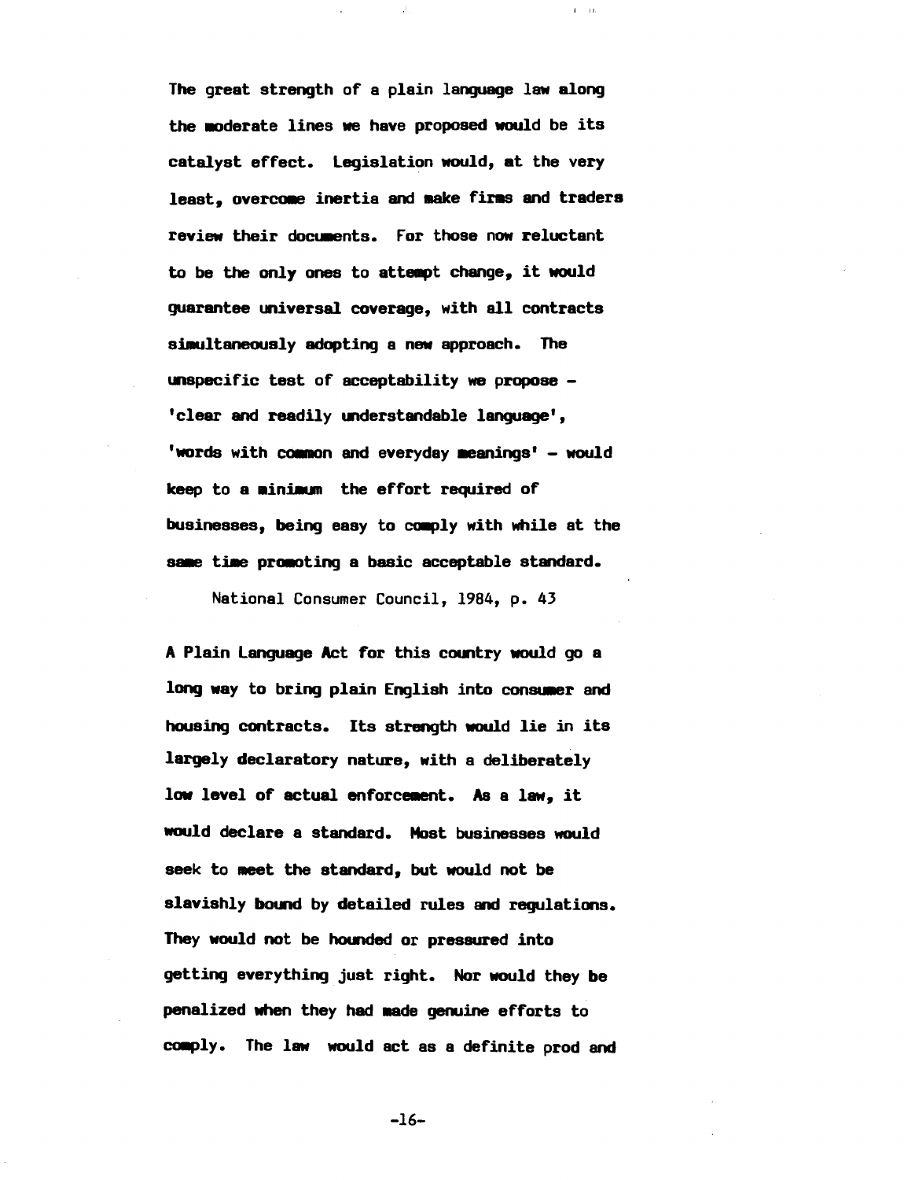**The great strength of a plain language law along the moderate lines we have proposed would be its catalyst effect. Legislation would, at the very least, overcome inertia and make firms and traders review their documents. For those now reluctant to be the only ones to attempt change, it would guarantee universal coverage, with all contracts simultaneously adopting a new approach. The unspecific test of acceptability we propose – 'clear and readily understandable language', 'words with common and everyday meanings' – would keep to a minimum the effort required of businesses, being easy to comply with while at the same time promoting a basic acceptable standard.**

National Consumer Council, 1984, p. 43

**A Plain Language Act for this country would go a long way to bring plain English into consumer and housing contracts. Its strength would lie in its largely declaratory nature, with a deliberately low level of actual enforcement. As a law, it would declare a standard. Most businesses would seek to meet the standard, but would not be slavishly bound by detailed rules and regulations. They would not be hounded or pressured into getting everything just right. Nor would they be penalized when they had made genuine efforts to comply. The law would act as a definite prod and**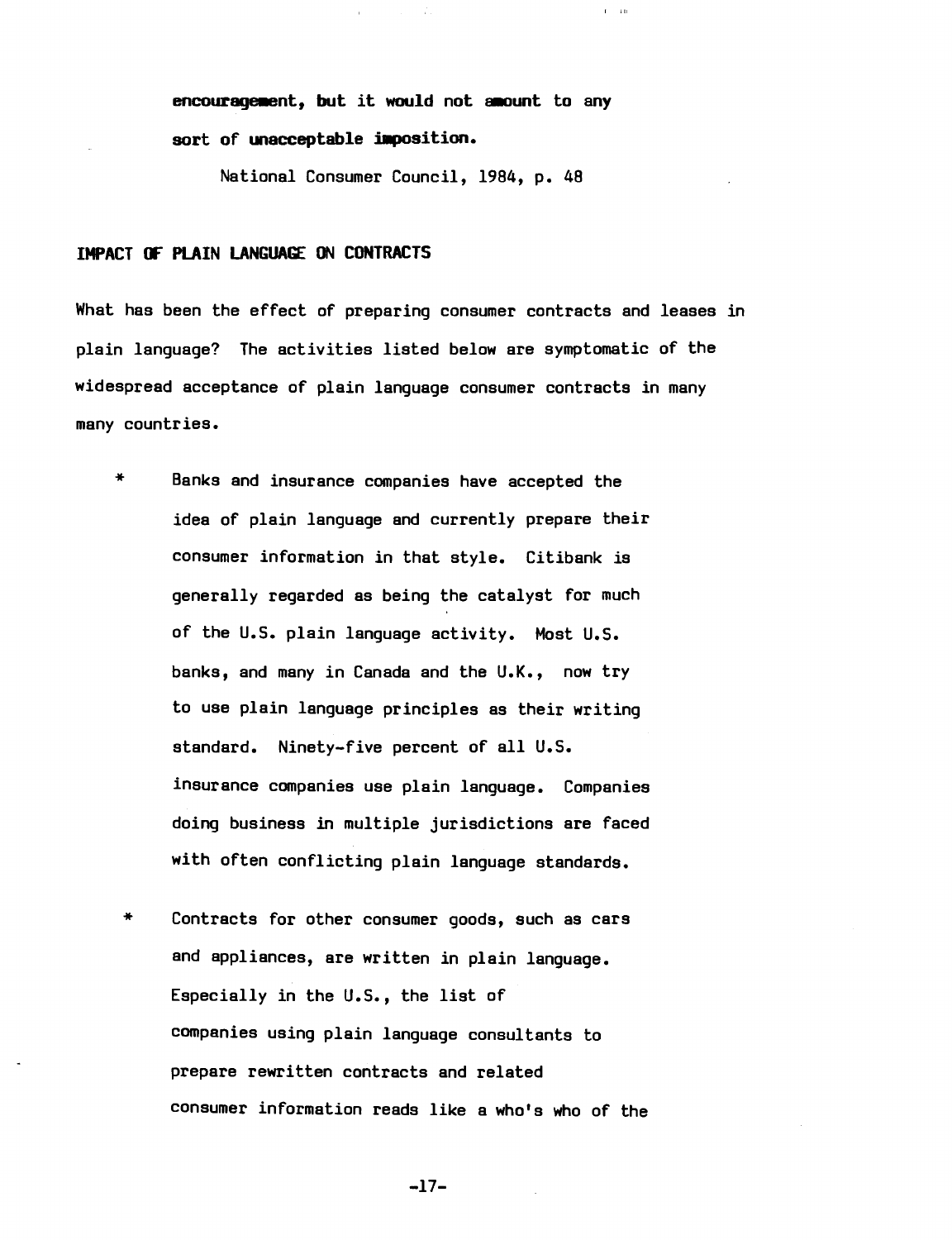**encouragement, but it would not amount to any sort of unacceptable imposition.**

National Consumer Council, 1984, p. 48

## IMPACT OF PLAIN LANGUAGE ON CONTRACTS

What has been the effect of preparing consumer contracts and leases in plain language? The activities listed below are symptomatic of the widespread acceptance of plain language consumer contracts in many many countries.

* Banks and insurance companies have accepted the idea of plain language and currently prepare their consumer information in that style. Citibank is generally regarded as being the catalyst for much of the U.S. plain language activity. Most U.S. banks, and many in Canada and the U.K., now try to use plain language principles as their writing standard. Ninety-five percent of all U.S. insurance companies use plain language. Companies doing business in multiple jurisdictions are faced with often conflicting plain language standards.

* Contracts for other consumer goods, such as cars and appliances, are written in plain language. Especially in the U.S., the list of companies using plain language consultants to prepare rewritten contracts and related consumer information reads like a who's who of the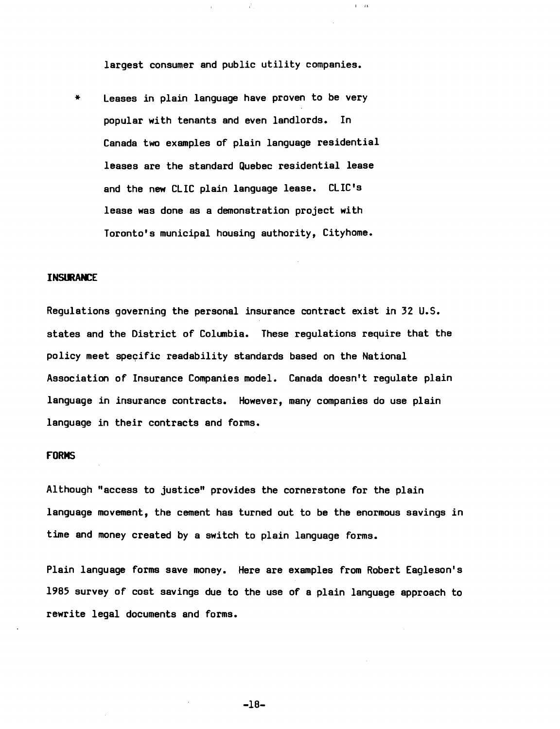largest consumer and public utility companies.

* Leases in plain language have proven to be very popular with tenants and even landlords. In Canada two examples of plain language residential leases are the standard Quebec residential lease and the new CLIC plain language lease. CLIC's lease was done as a demonstration project with Toronto's municipal housing authority, Cityhome.

## INSURANCE

Regulations governing the personal insurance contract exist in 32 U.S. states and the District of Columbia. These regulations require that the policy meet specific readability standards based on the National Association of Insurance Companies model. Canada doesn't regulate plain language in insurance contracts. However, many companies do use plain language in their contracts and forms.

## FORMS

Although "access to justice" provides the cornerstone for the plain language movement, the cement has turned out to be the enormous savings in time and money created by a switch to plain language forms.

Plain language forms save money. Here are examples from Robert Eagleson's 1985 survey of cost savings due to the use of a plain language approach to rewrite legal documents and forms.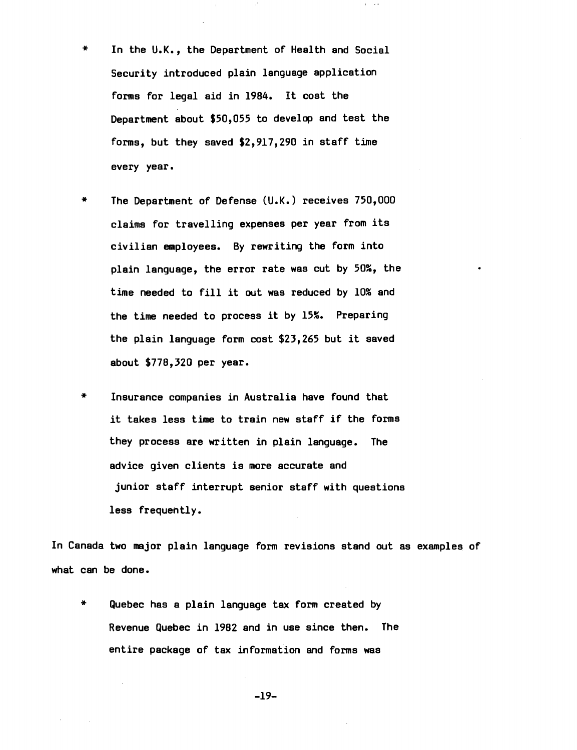* In the U.K., the Department of Health and Social Security introduced plain language application forms for legal aid in 1984. It cost the Department about $50,055 to develop and test the forms, but they saved $2,917,290 in staff time every year.

* The Department of Defense (U.K.) receives 750,000 claims for travelling expenses per year from its civilian employees. By rewriting the form into plain language, the error rate was cut by 50%, the time needed to fill it out was reduced by 10% and the time needed to process it by 15%. Preparing the plain language form cost $23,265 but it saved about $778,320 per year.

* Insurance companies in Australia have found that it takes less time to train new staff if the forms they process are written in plain language. The advice given clients is more accurate and junior staff interrupt senior staff with questions less frequently.

In Canada two major plain language form revisions stand out as examples of what can be done.

* Quebec has a plain language tax form created by Revenue Quebec in 1982 and in use since then. The entire package of tax information and forms was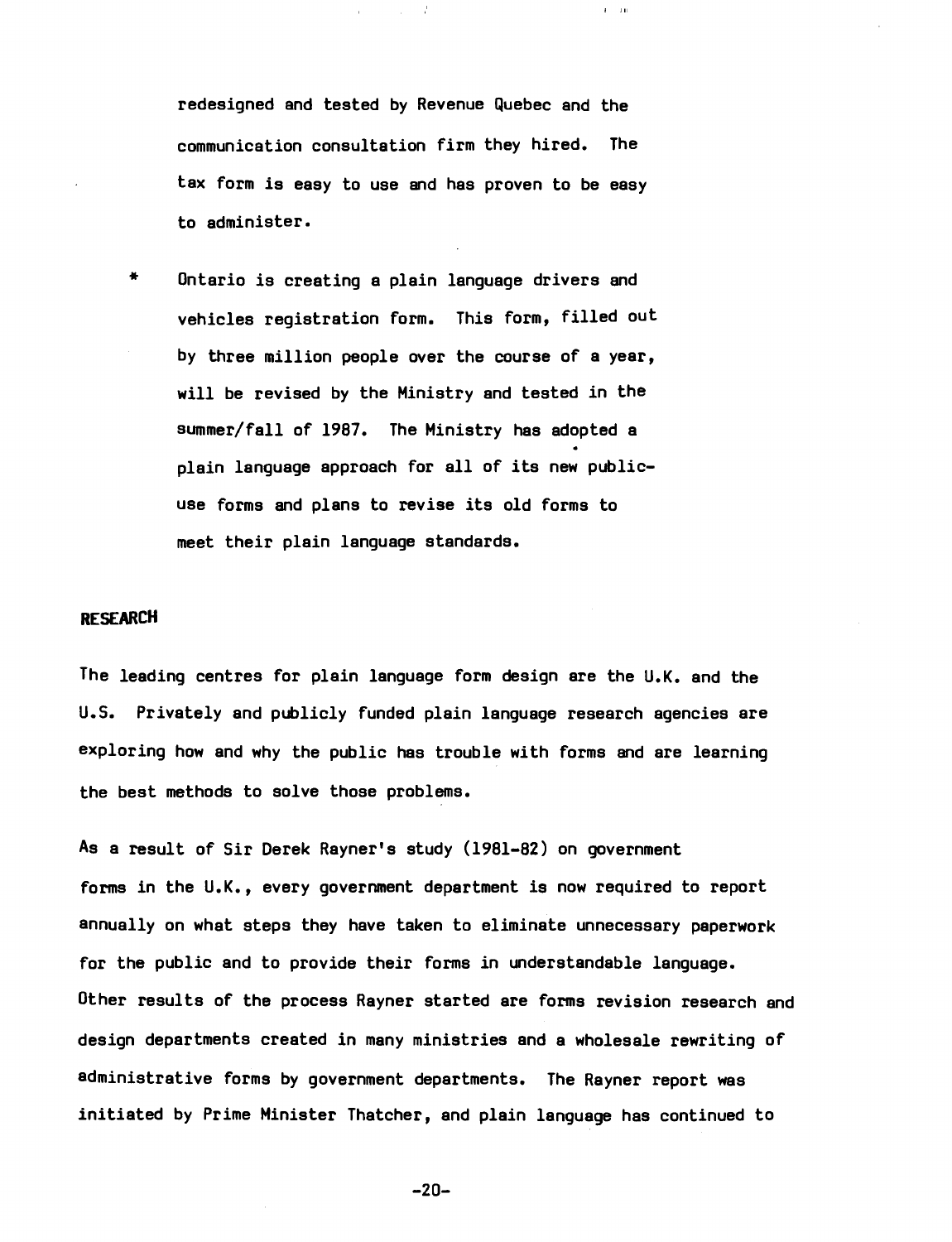redesigned and tested by Revenue Quebec and the communication consultation firm they hired. The tax form is easy to use and has proven to be easy to administer.

* Ontario is creating a plain language drivers and vehicles registration form. This form, filled out by three million people over the course of a year, will be revised by the Ministry and tested in the summer/fall of 1987. The Ministry has adopted a plain language approach for all of its new public-use forms and plans to revise its old forms to meet their plain language standards.

## RESEARCH

The leading centres for plain language form design are the U.K. and the U.S. Privately and publicly funded plain language research agencies are exploring how and why the public has trouble with forms and are learning the best methods to solve those problems.

As a result of Sir Derek Rayner's study (1981-82) on government forms in the U.K., every government department is now required to report annually on what steps they have taken to eliminate unnecessary paperwork for the public and to provide their forms in understandable language. Other results of the process Rayner started are forms revision research and design departments created in many ministries and a wholesale rewriting of administrative forms by government departments. The Rayner report was initiated by Prime Minister Thatcher, and plain language has continued to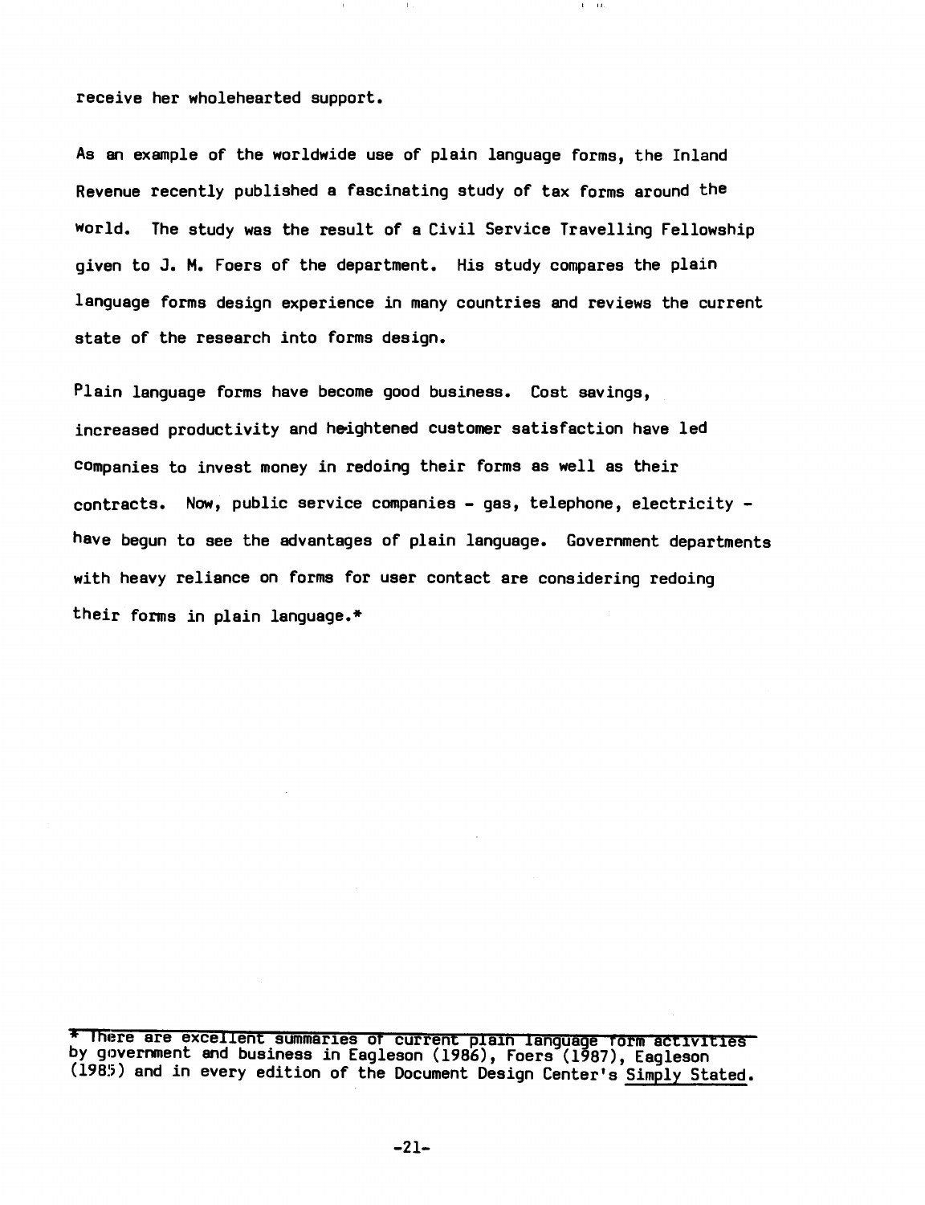receive her wholehearted support.

As an example of the worldwide use of plain language forms, the Inland Revenue recently published a fascinating study of tax forms around the world. The study was the result of a Civil Service Travelling Fellowship given to J. M. Foers of the department. His study compares the plain language forms design experience in many countries and reviews the current state of the research into forms design.

Plain language forms have become good business. Cost savings, increased productivity and heightened customer satisfaction have led companies to invest money in redoing their forms as well as their contracts. Now, public service companies - gas, telephone, electricity - have begun to see the advantages of plain language. Government departments with heavy reliance on forms for user contact are considering redoing their forms in plain language.*

---

* There are excellent summaries of current plain language form activities by government and business in Eagleson (1986), Foers (1987), Eagleson (1985) and in every edition of the Document Design Center's Simply Stated.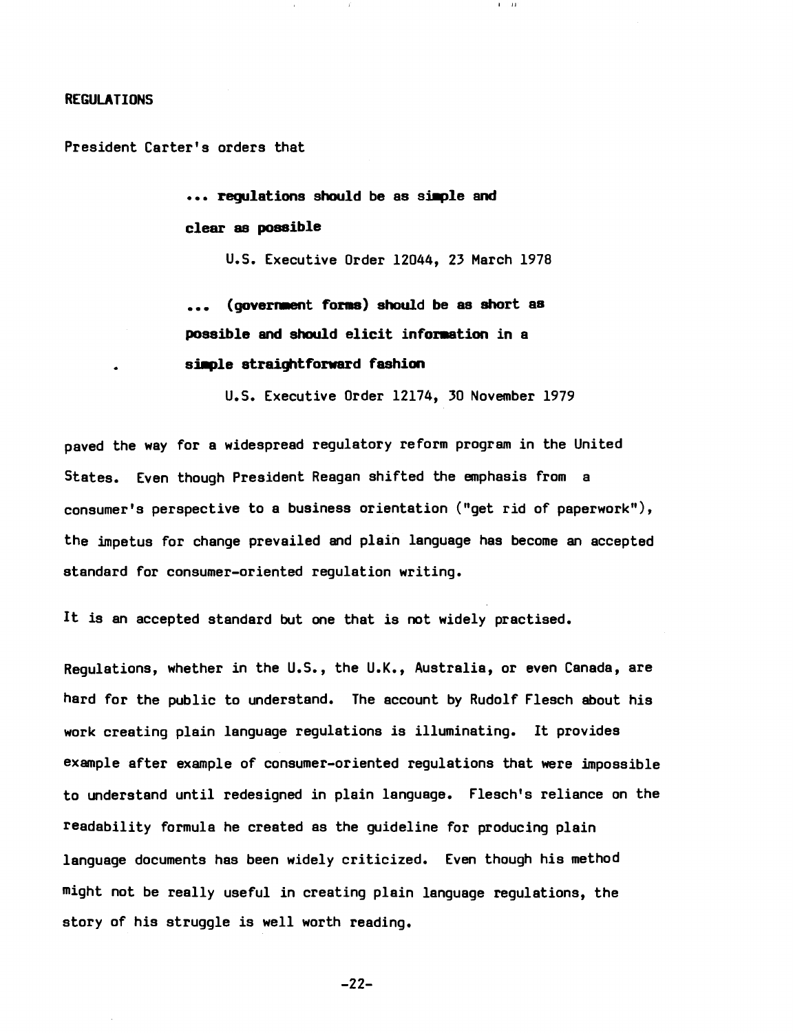## REGULATIONS

President Carter's orders that

> **... regulations should be as simple and clear as possible**
>
> U.S. Executive Order 12044, 23 March 1978
>
> **... (government forms) should be as short as possible and should elicit information in a simple straightforward fashion**
>
> U.S. Executive Order 12174, 30 November 1979

paved the way for a widespread regulatory reform program in the United States. Even though President Reagan shifted the emphasis from a consumer's perspective to a business orientation ("get rid of paperwork"), the impetus for change prevailed and plain language has become an accepted standard for consumer-oriented regulation writing.

It is an accepted standard but one that is not widely practised.

Regulations, whether in the U.S., the U.K., Australia, or even Canada, are hard for the public to understand. The account by Rudolf Flesch about his work creating plain language regulations is illuminating. It provides example after example of consumer-oriented regulations that were impossible to understand until redesigned in plain language. Flesch's reliance on the readability formula he created as the guideline for producing plain language documents has been widely criticized. Even though his method might not be really useful in creating plain language regulations, the story of his struggle is well worth reading.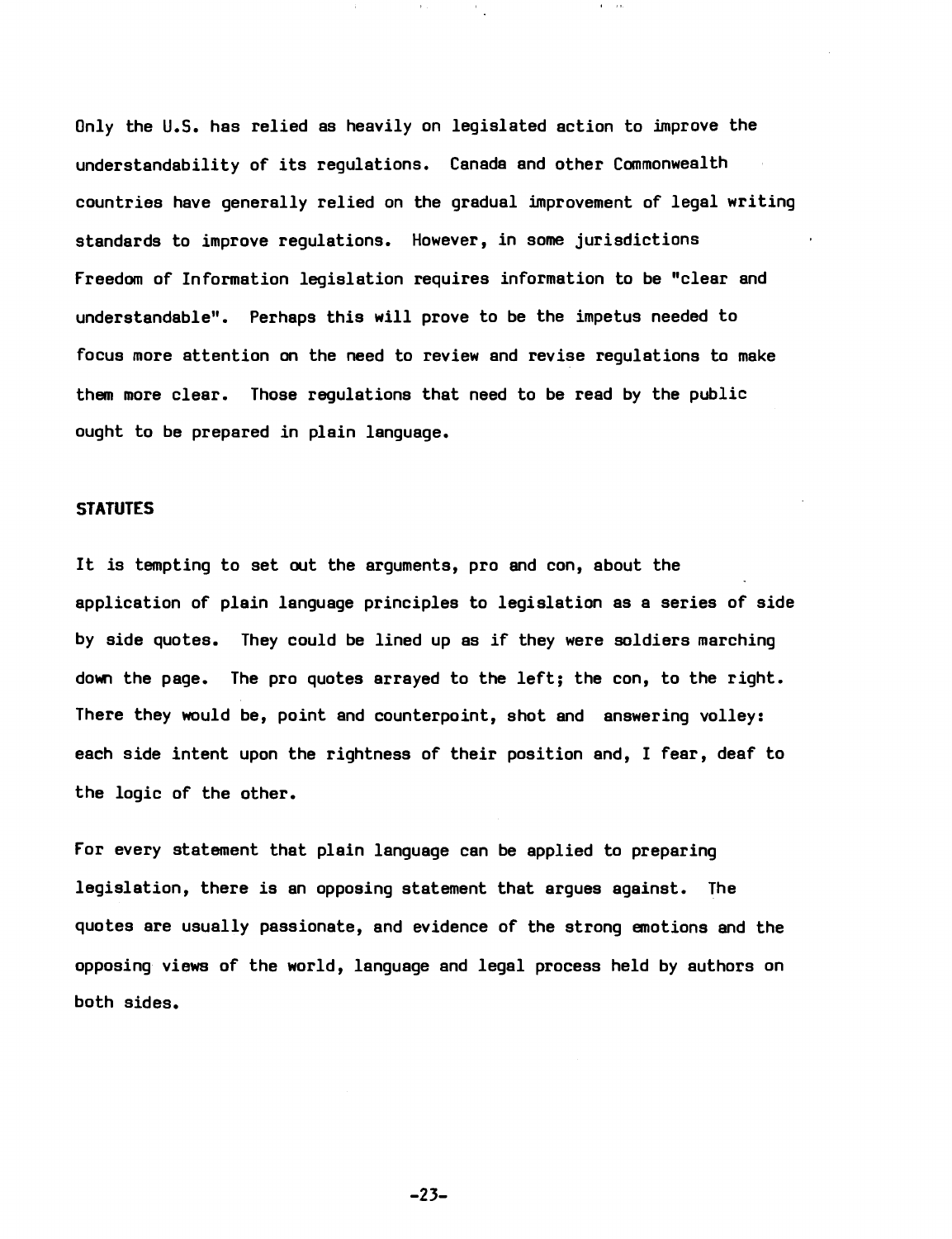Only the U.S. has relied as heavily on legislated action to improve the understandability of its regulations. Canada and other Commonwealth countries have generally relied on the gradual improvement of legal writing standards to improve regulations. However, in some jurisdictions Freedom of Information legislation requires information to be "clear and understandable". Perhaps this will prove to be the impetus needed to focus more attention on the need to review and revise regulations to make them more clear. Those regulations that need to be read by the public ought to be prepared in plain language.

## STATUTES

It is tempting to set out the arguments, pro and con, about the application of plain language principles to legislation as a series of side by side quotes. They could be lined up as if they were soldiers marching down the page. The pro quotes arrayed to the left; the con, to the right. There they would be, point and counterpoint, shot and answering volley: each side intent upon the rightness of their position and, I fear, deaf to the logic of the other.

For every statement that plain language can be applied to preparing legislation, there is an opposing statement that argues against. The quotes are usually passionate, and evidence of the strong emotions and the opposing views of the world, language and legal process held by authors on both sides.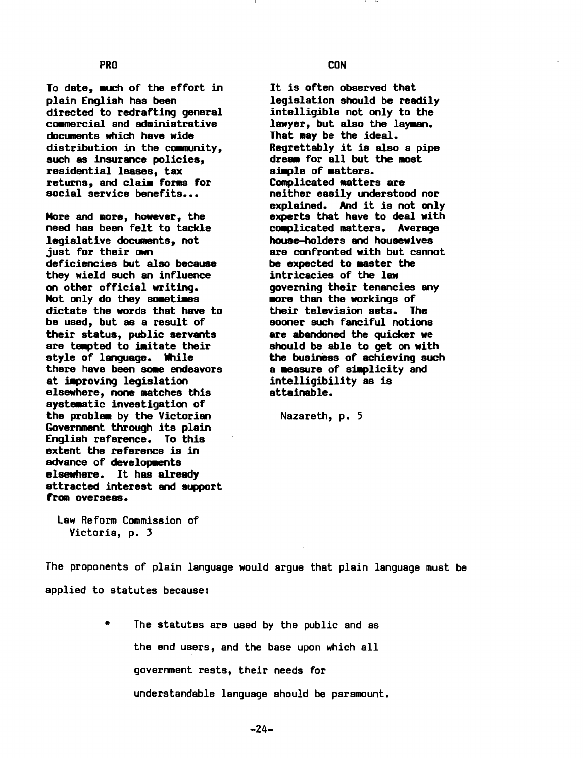**PRO**

To date, much of the effort in plain English has been directed to redrafting general commercial and administrative documents which have wide distribution in the community, such as insurance policies, residential leases, tax returns, and claim forms for social service benefits...

More and more, however, the need has been felt to tackle legislative documents, not just for their own deficiencies but also because they wield such an influence on other official writing. Not only do they sometimes dictate the words that have to be used, but as a result of their status, public servants are tempted to imitate their style of language. While there have been some endeavors at improving legislation elsewhere, none matches this systematic investigation of the problem by the Victorian Government through its plain English reference. To this extent the reference is in advance of developments elsewhere. It has already attracted interest and support from overseas.

Law Reform Commission of Victoria, p. 3

**CON**

It is often observed that legislation should be readily intelligible not only to the lawyer, but also the layman. That may be the ideal. Regrettably it is also a pipe dream for all but the most simple of matters. Complicated matters are neither easily understood nor explained. And it is not only experts that have to deal with complicated matters. Average house-holders and housewives are confronted with but cannot be expected to master the intricacies of the law governing their tenancies any more than the workings of their television sets. The sooner such fanciful notions are abandoned the quicker we should be able to get on with the business of achieving such a measure of simplicity and intelligibility as is attainable.

Nazareth, p. 5

The proponents of plain language would argue that plain language must be applied to statutes because:

* The statutes are used by the public and as the end users, and the base upon which all government rests, their needs for understandable language should be paramount.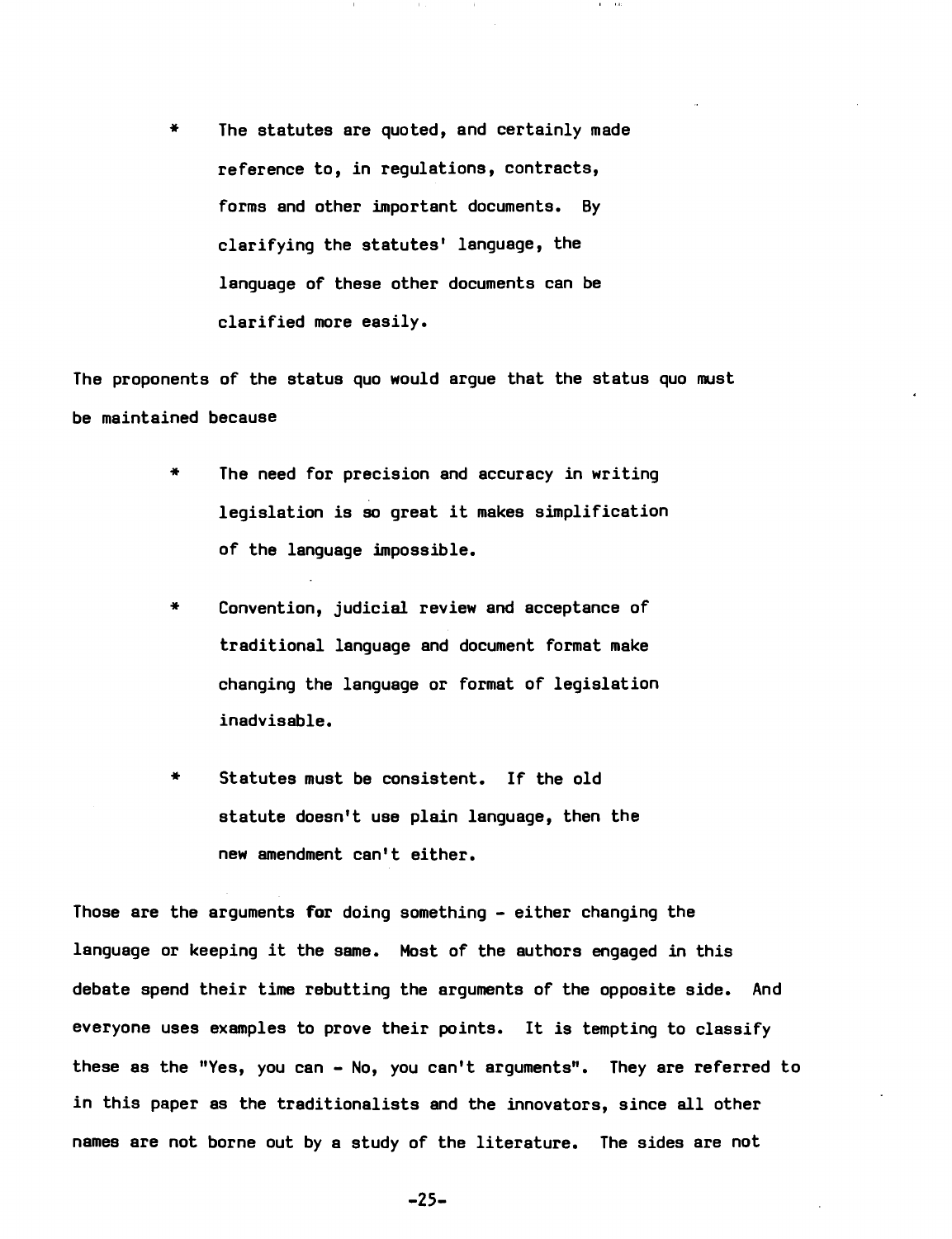* The statutes are quoted, and certainly made reference to, in regulations, contracts, forms and other important documents. By clarifying the statutes' language, the language of these other documents can be clarified more easily.

The proponents of the status quo would argue that the status quo must be maintained because

* The need for precision and accuracy in writing legislation is so great it makes simplification of the language impossible.

* Convention, judicial review and acceptance of traditional language and document format make changing the language or format of legislation inadvisable.

* Statutes must be consistent. If the old statute doesn't use plain language, then the new amendment can't either.

Those are the arguments **for** doing something - either changing the language or keeping it the same. Most of the authors engaged in this debate spend their time rebutting the arguments of the opposite side. And everyone uses examples to prove their points. It is tempting to classify these as the "Yes, you can - No, you can't arguments". They are referred to in this paper as the traditionalists and the innovators, since all other names are not borne out by a study of the literature. The sides are not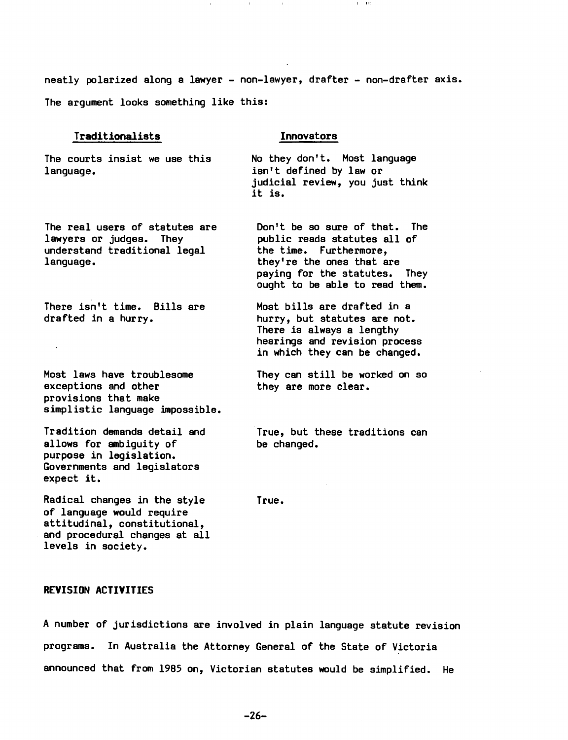neatly polarized along a lawyer - non-lawyer, drafter - non-drafter axis. The argument looks something like this:

| Traditionalists | Innovators |
| --- | --- |
| The courts insist we use this language. | No they don't. Most language isn't defined by law or judicial review, you just think it is. |
| The real users of statutes are lawyers or judges. They understand traditional legal language. | Don't be so sure of that. The public reads statutes all of the time. Furthermore, they're the ones that are paying for the statutes. They ought to be able to read them. |
| There isn't time. Bills are drafted in a hurry. | Most bills are drafted in a hurry, but statutes are not. There is always a lengthy hearings and revision process in which they can be changed. |
| Most laws have troublesome exceptions and other provisions that make simplistic language impossible. | They can still be worked on so they are more clear. |
| Tradition demands detail and allows for ambiguity of purpose in legislation. Governments and legislators expect it. | True, but these traditions can be changed. |
| Radical changes in the style of language would require attitudinal, constitutional, and procedural changes at all levels in society. | True. |

## REVISION ACTIVITIES

A number of jurisdictions are involved in plain language statute revision programs. In Australia the Attorney General of the State of Victoria announced that from 1985 on, Victorian statutes would be simplified. He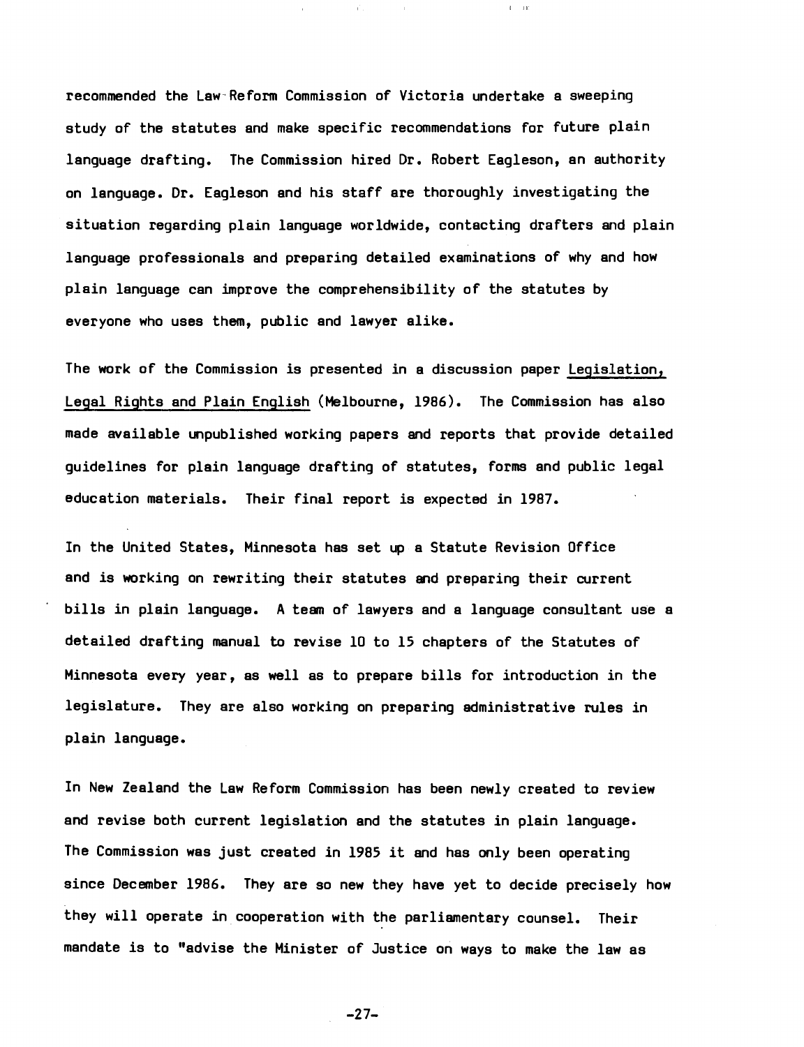recommended the Law Reform Commission of Victoria undertake a sweeping study of the statutes and make specific recommendations for future plain language drafting. The Commission hired Dr. Robert Eagleson, an authority on language. Dr. Eagleson and his staff are thoroughly investigating the situation regarding plain language worldwide, contacting drafters and plain language professionals and preparing detailed examinations of why and how plain language can improve the comprehensibility of the statutes by everyone who uses them, public and lawyer alike.

The work of the Commission is presented in a discussion paper Legislation, Legal Rights and Plain English (Melbourne, 1986). The Commission has also made available unpublished working papers and reports that provide detailed guidelines for plain language drafting of statutes, forms and public legal education materials. Their final report is expected in 1987.

In the United States, Minnesota has set up a Statute Revision Office and is working on rewriting their statutes and preparing their current bills in plain language. A team of lawyers and a language consultant use a detailed drafting manual to revise 10 to 15 chapters of the Statutes of Minnesota every year, as well as to prepare bills for introduction in the legislature. They are also working on preparing administrative rules in plain language.

In New Zealand the Law Reform Commission has been newly created to review and revise both current legislation and the statutes in plain language. The Commission was just created in 1985 it and has only been operating since December 1986. They are so new they have yet to decide precisely how they will operate in cooperation with the parliamentary counsel. Their mandate is to "advise the Minister of Justice on ways to make the law as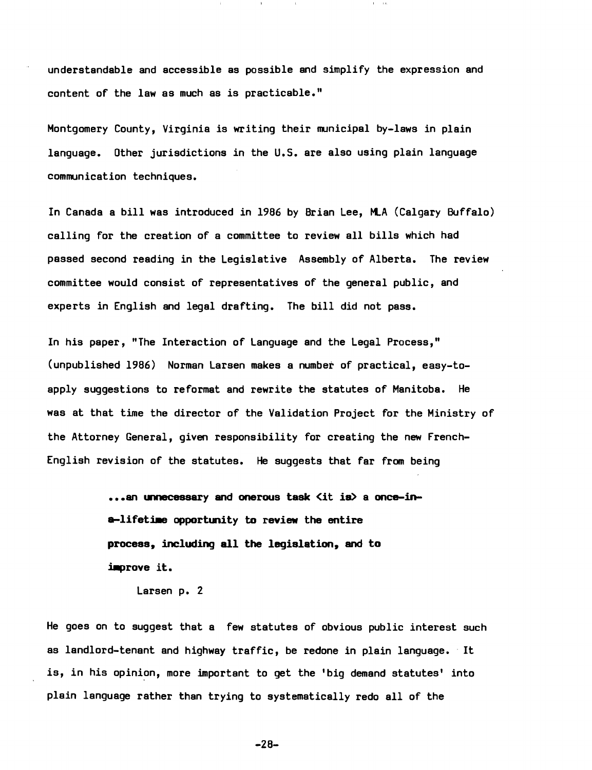understandable and accessible as possible and simplify the expression and content of the law as much as is practicable."

Montgomery County, Virginia is writing their municipal by-laws in plain language. Other jurisdictions in the U.S. are also using plain language communication techniques.

In Canada a bill was introduced in 1986 by Brian Lee, MLA (Calgary Buffalo) calling for the creation of a committee to review all bills which had passed second reading in the Legislative Assembly of Alberta. The review committee would consist of representatives of the general public, and experts in English and legal drafting. The bill did not pass.

In his paper, "The Interaction of Language and the Legal Process," (unpublished 1986) Norman Larsen makes a number of practical, easy-to-apply suggestions to reformat and rewrite the statutes of Manitoba. He was at that time the director of the Validation Project for the Ministry of the Attorney General, given responsibility for creating the new French-English revision of the statutes. He suggests that far from being

> **...an unnecessary and onerous task <it is> a once-in-a-lifetime opportunity to review the entire process, including all the legislation, and to improve it.**
>
> Larsen p. 2

He goes on to suggest that a few statutes of obvious public interest such as landlord-tenant and highway traffic, be redone in plain language. It is, in his opinion, more important to get the 'big demand statutes' into plain language rather than trying to systematically redo all of the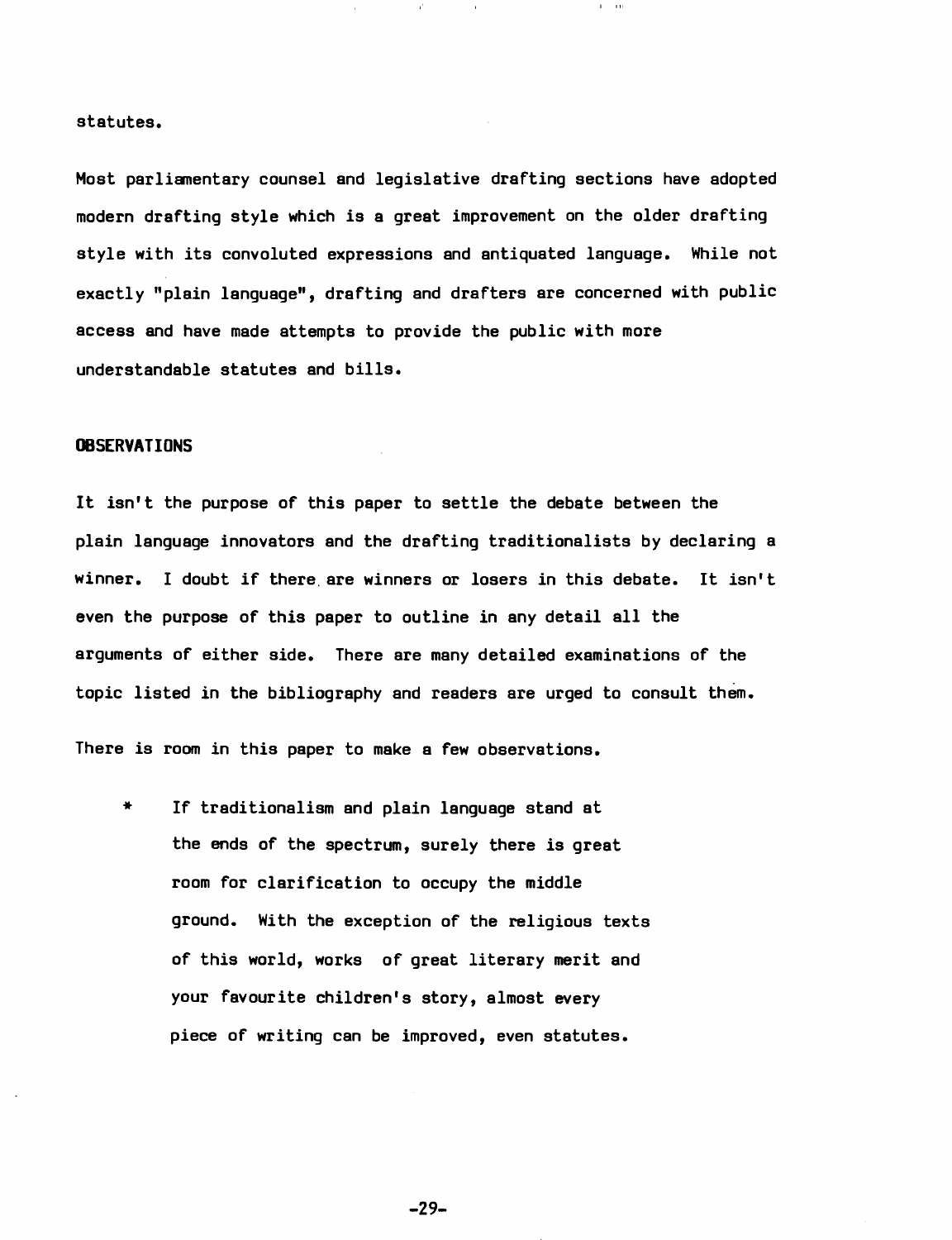statutes.

Most parliamentary counsel and legislative drafting sections have adopted modern drafting style which is a great improvement on the older drafting style with its convoluted expressions and antiquated language. While not exactly "plain language", drafting and drafters are concerned with public access and have made attempts to provide the public with more understandable statutes and bills.

## OBSERVATIONS

It isn't the purpose of this paper to settle the debate between the plain language innovators and the drafting traditionalists by declaring a winner. I doubt if there are winners or losers in this debate. It isn't even the purpose of this paper to outline in any detail all the arguments of either side. There are many detailed examinations of the topic listed in the bibliography and readers are urged to consult them.

There is room in this paper to make a few observations.

* If traditionalism and plain language stand at the ends of the spectrum, surely there is great room for clarification to occupy the middle ground. With the exception of the religious texts of this world, works of great literary merit and your favourite children's story, almost every piece of writing can be improved, even statutes.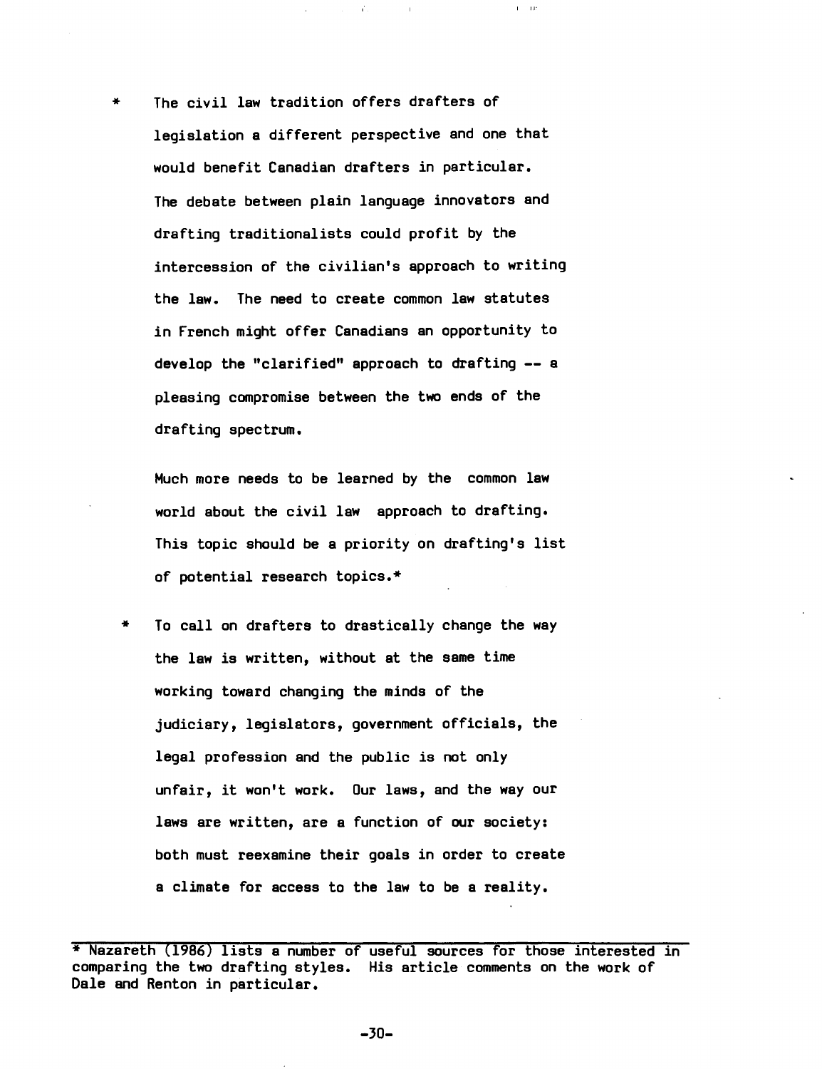* The civil law tradition offers drafters of legislation a different perspective and one that would benefit Canadian drafters in particular. The debate between plain language innovators and drafting traditionalists could profit by the intercession of the civilian's approach to writing the law. The need to create common law statutes in French might offer Canadians an opportunity to develop the "clarified" approach to drafting -- a pleasing compromise between the two ends of the drafting spectrum.

  Much more needs to be learned by the common law world about the civil law approach to drafting. This topic should be a priority on drafting's list of potential research topics.*

* To call on drafters to drastically change the way the law is written, without at the same time working toward changing the minds of the judiciary, legislators, government officials, the legal profession and the public is not only unfair, it won't work. Our laws, and the way our laws are written, are a function of our society: both must reexamine their goals in order to create a climate for access to the law to be a reality.

---

\* Nazareth (1986) lists a number of useful sources for those interested in comparing the two drafting styles. His article comments on the work of Dale and Renton in particular.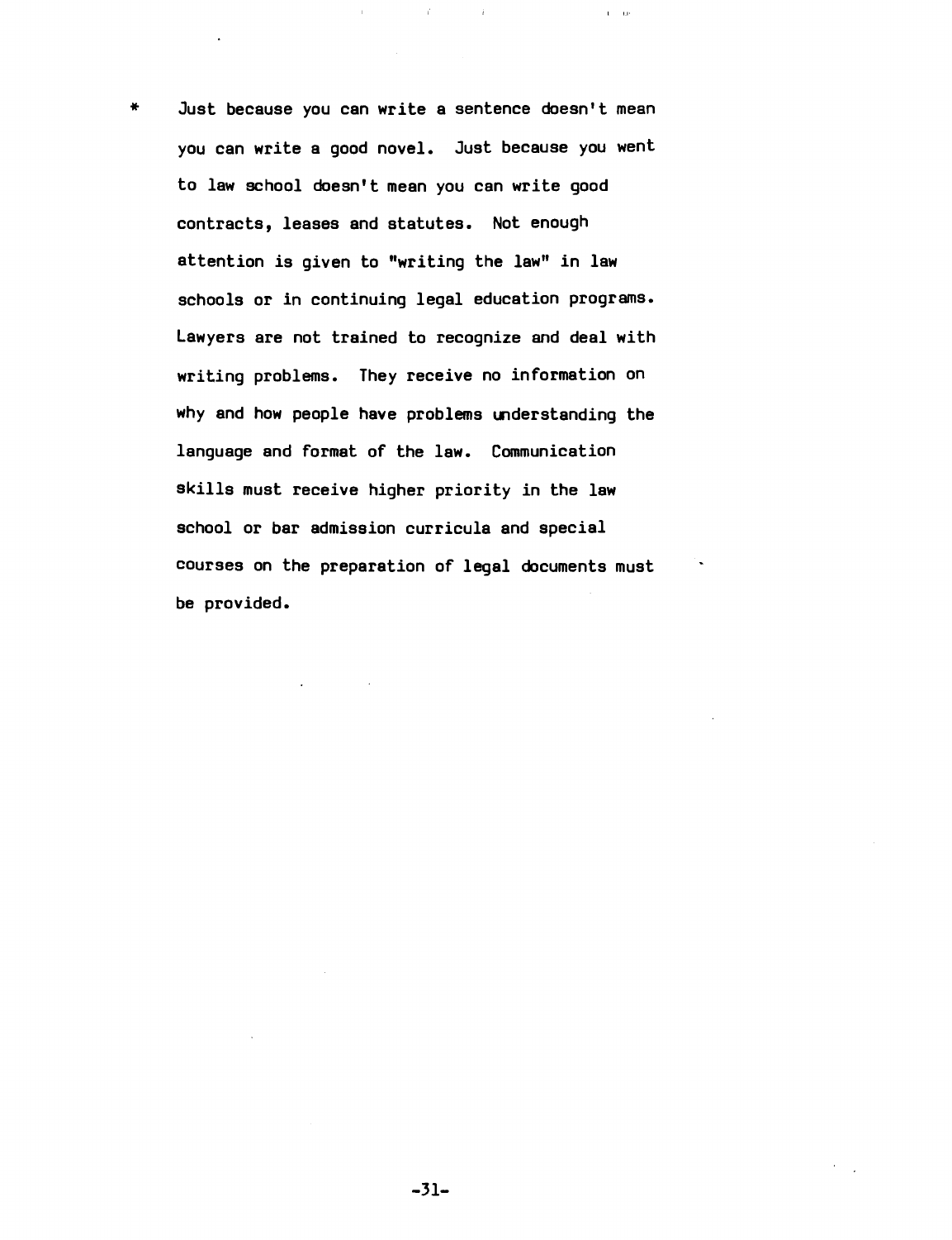* Just because you can write a sentence doesn't mean you can write a good novel. Just because you went to law school doesn't mean you can write good contracts, leases and statutes. Not enough attention is given to "writing the law" in law schools or in continuing legal education programs. Lawyers are not trained to recognize and deal with writing problems. They receive no information on why and how people have problems understanding the language and format of the law. Communication skills must receive higher priority in the law school or bar admission curricula and special courses on the preparation of legal documents must be provided.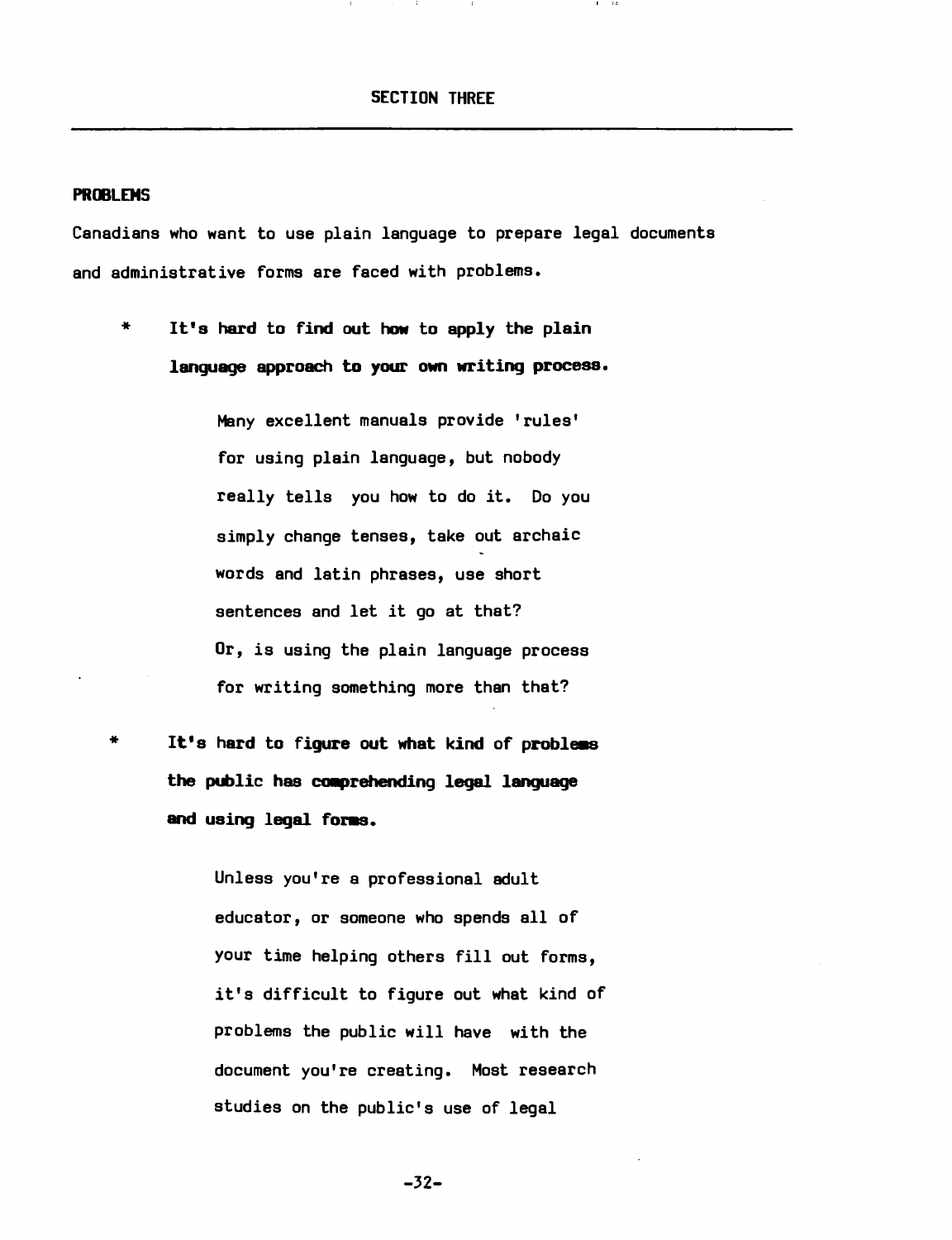## SECTION THREE

### PROBLEMS

Canadians who want to use plain language to prepare legal documents and administrative forms are faced with problems.

* **It's hard to find out how to apply the plain language approach to your own writing process.**

  Many excellent manuals provide 'rules' for using plain language, but nobody really tells you how to do it. Do you simply change tenses, take out archaic words and latin phrases, use short sentences and let it go at that? Or, is using the plain language process for writing something more than that?

* **It's hard to figure out what kind of problems the public has comprehending legal language and using legal forms.**

  Unless you're a professional adult educator, or someone who spends all of your time helping others fill out forms, it's difficult to figure out what kind of problems the public will have with the document you're creating. Most research studies on the public's use of legal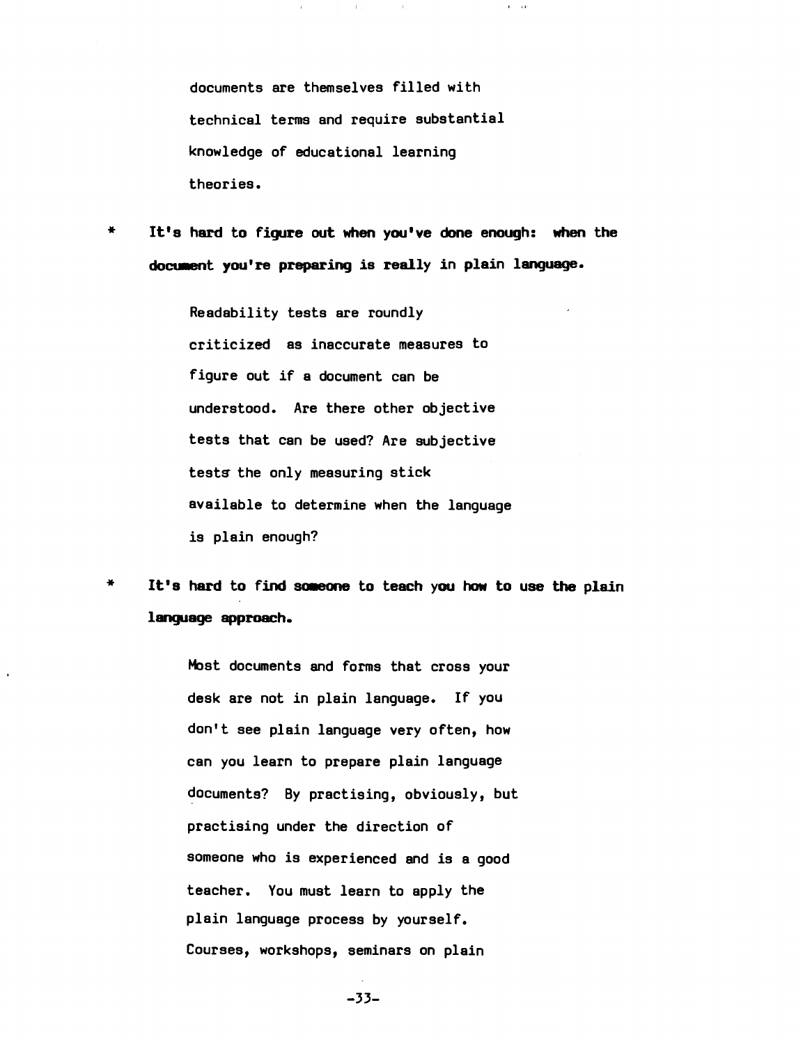documents are themselves filled with technical terms and require substantial knowledge of educational learning theories.

* **It's hard to figure out when you've done enough: when the document you're preparing is really in plain language.**

  Readability tests are roundly criticized as inaccurate measures to figure out if a document can be understood. Are there other objective tests that can be used? Are subjective tests the only measuring stick available to determine when the language is plain enough?

* **It's hard to find someone to teach you how to use the plain language approach.**

  Most documents and forms that cross your desk are not in plain language. If you don't see plain language very often, how can you learn to prepare plain language documents? By practising, obviously, but practising under the direction of someone who is experienced and is a good teacher. You must learn to apply the plain language process by yourself. Courses, workshops, seminars on plain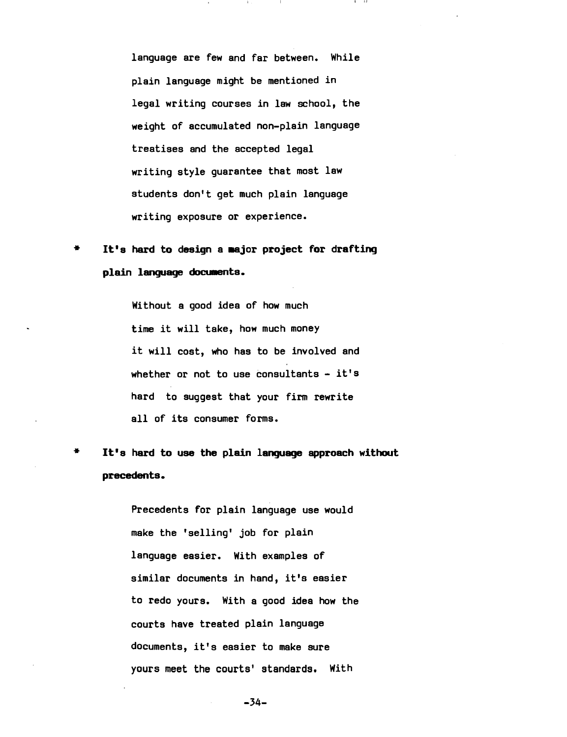language are few and far between. While plain language might be mentioned in legal writing courses in law school, the weight of accumulated non-plain language treatises and the accepted legal writing style guarantee that most law students don't get much plain language writing exposure or experience.

* **It's hard to design a major project for drafting plain language documents.**

  Without a good idea of how much time it will take, how much money it will cost, who has to be involved and whether or not to use consultants - it's hard to suggest that your firm rewrite all of its consumer forms.

* **It's hard to use the plain language approach without precedents.**

  Precedents for plain language use would make the 'selling' job for plain language easier. With examples of similar documents in hand, it's easier to redo yours. With a good idea how the courts have treated plain language documents, it's easier to make sure yours meet the courts' standards. With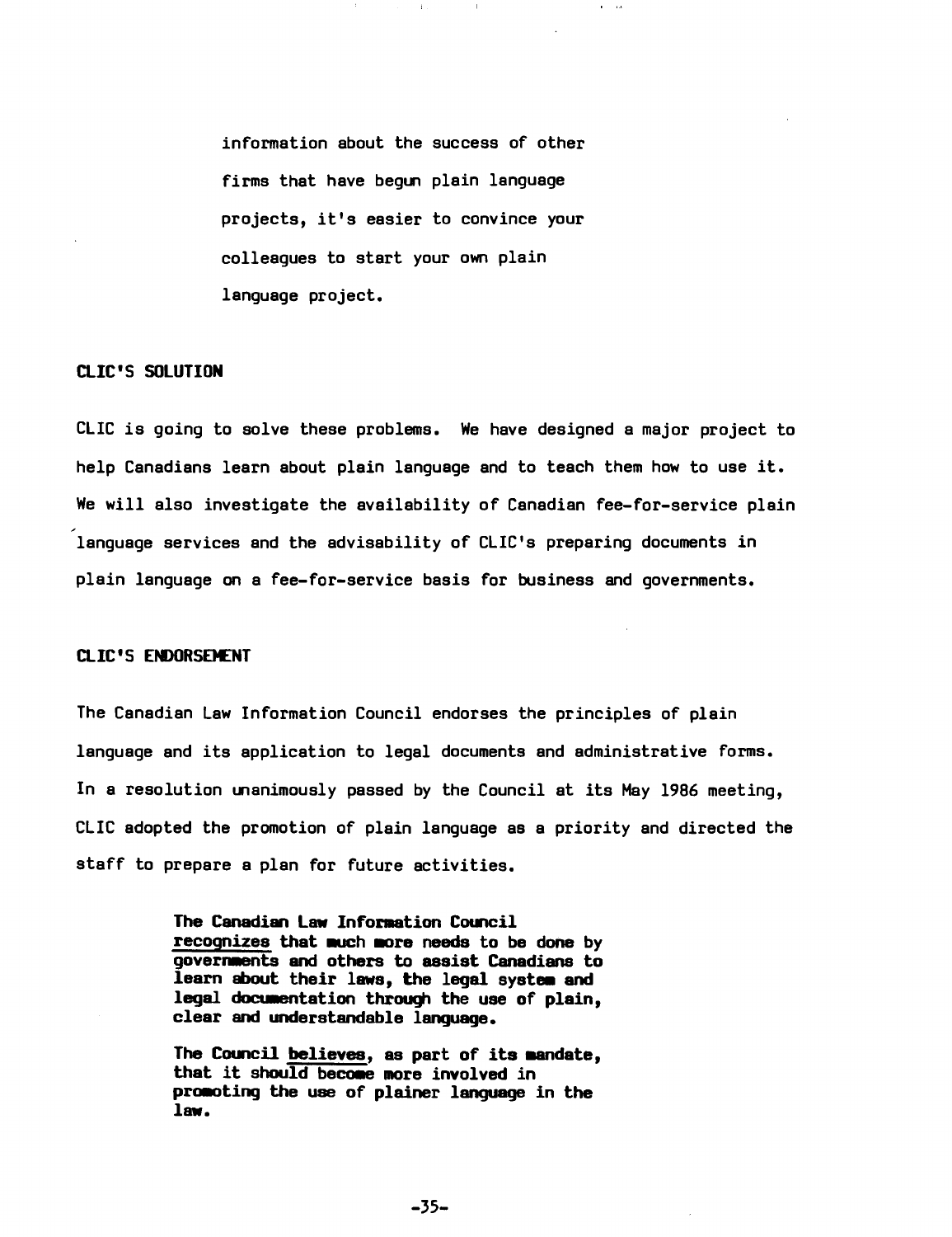information about the success of other firms that have begun plain language projects, it's easier to convince your colleagues to start your own plain language project.

## CLIC'S SOLUTION

CLIC is going to solve these problems. We have designed a major project to help Canadians learn about plain language and to teach them how to use it. We will also investigate the availability of Canadian fee-for-service plain language services and the advisability of CLIC's preparing documents in plain language on a fee-for-service basis for business and governments.

## CLIC'S ENDORSEMENT

The Canadian Law Information Council endorses the principles of plain language and its application to legal documents and administrative forms. In a resolution unanimously passed by the Council at its May 1986 meeting, CLIC adopted the promotion of plain language as a priority and directed the staff to prepare a plan for future activities.

> **The Canadian Law Information Council recognizes that much more needs to be done by governments and others to assist Canadians to learn about their laws, the legal system and legal documentation through the use of plain, clear and understandable language.**
>
> **The Council believes, as part of its mandate, that it should become more involved in promoting the use of plainer language in the law.**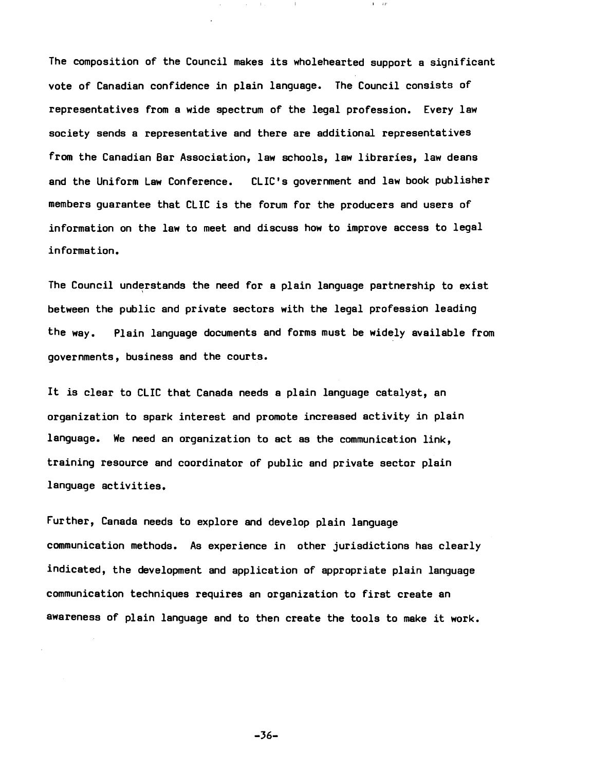The composition of the Council makes its wholehearted support a significant vote of Canadian confidence in plain language. The Council consists of representatives from a wide spectrum of the legal profession. Every law society sends a representative and there are additional representatives from the Canadian Bar Association, law schools, law libraries, law deans and the Uniform Law Conference. CLIC's government and law book publisher members guarantee that CLIC is the forum for the producers and users of information on the law to meet and discuss how to improve access to legal information.

The Council understands the need for a plain language partnership to exist between the public and private sectors with the legal profession leading the way. Plain language documents and forms must be widely available from governments, business and the courts.

It is clear to CLIC that Canada needs a plain language catalyst, an organization to spark interest and promote increased activity in plain language. We need an organization to act as the communication link, training resource and coordinator of public and private sector plain language activities.

Further, Canada needs to explore and develop plain language communication methods. As experience in other jurisdictions has clearly indicated, the development and application of appropriate plain language communication techniques requires an organization to first create an awareness of plain language and to then create the tools to make it work.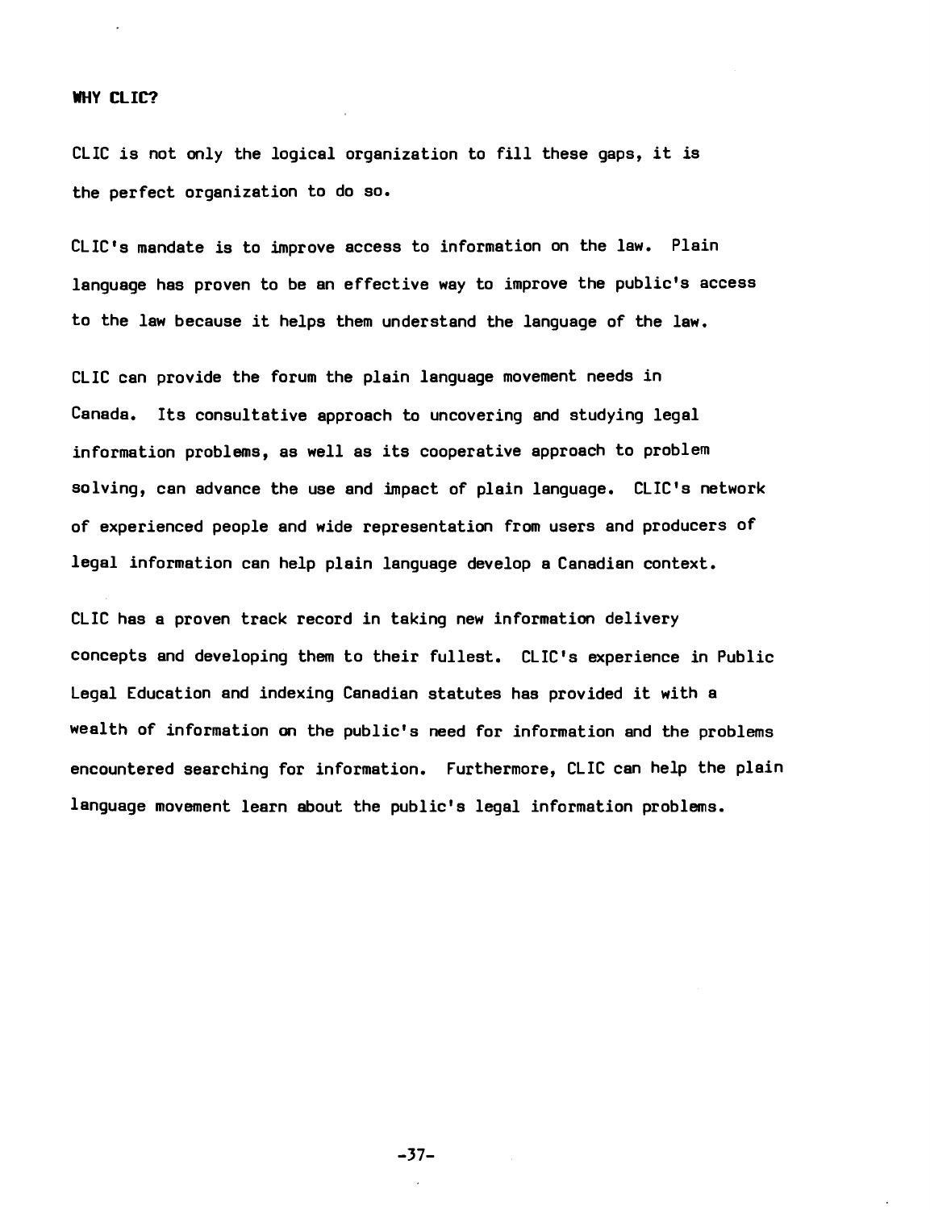## WHY CLIC?

CLIC is not only the logical organization to fill these gaps, it is the perfect organization to do so.

CLIC's mandate is to improve access to information on the law. Plain language has proven to be an effective way to improve the public's access to the law because it helps them understand the language of the law.

CLIC can provide the forum the plain language movement needs in Canada. Its consultative approach to uncovering and studying legal information problems, as well as its cooperative approach to problem solving, can advance the use and impact of plain language. CLIC's network of experienced people and wide representation from users and producers of legal information can help plain language develop a Canadian context.

CLIC has a proven track record in taking new information delivery concepts and developing them to their fullest. CLIC's experience in Public Legal Education and indexing Canadian statutes has provided it with a wealth of information on the public's need for information and the problems encountered searching for information. Furthermore, CLIC can help the plain language movement learn about the public's legal information problems.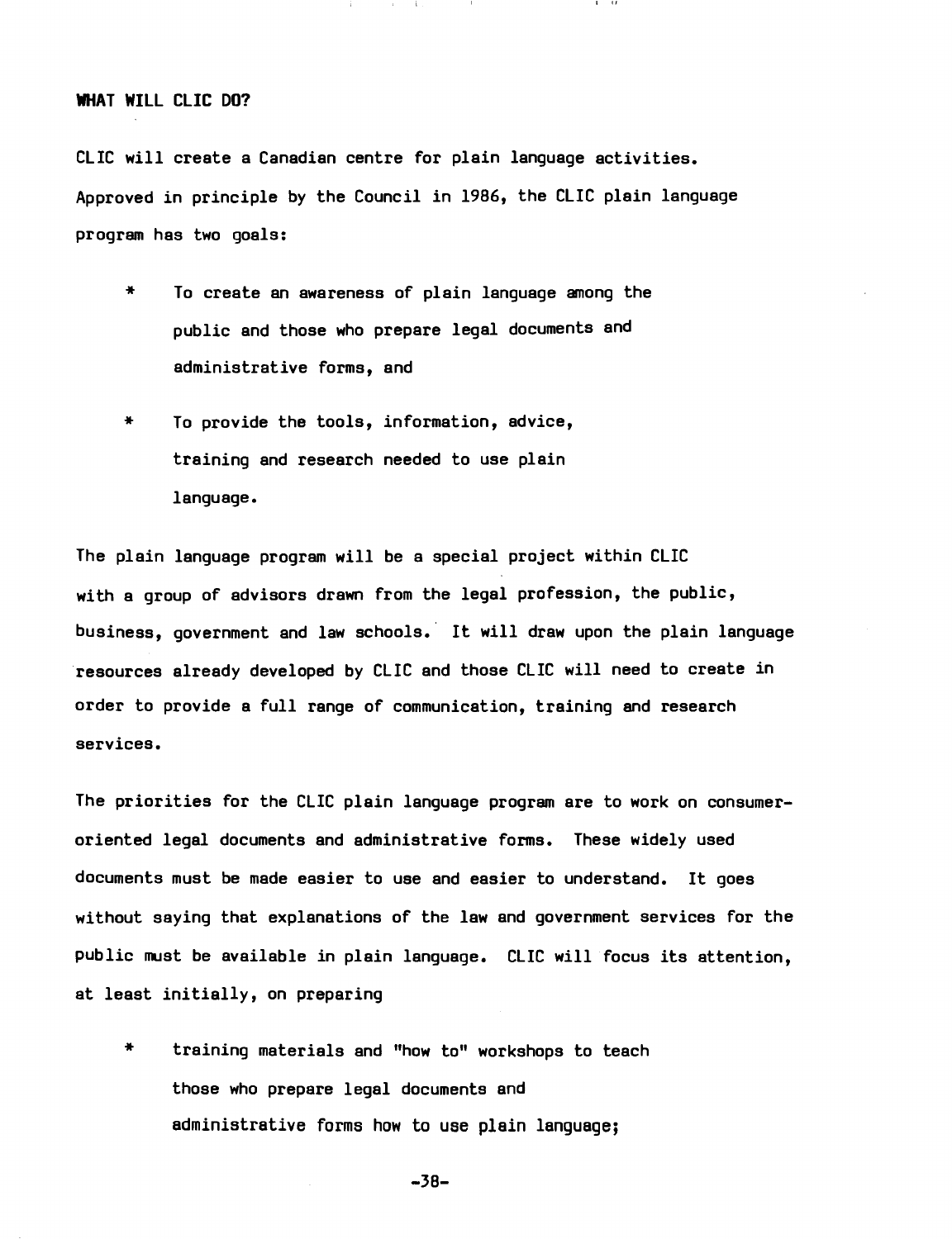## WHAT WILL CLIC DO?

CLIC will create a Canadian centre for plain language activities. Approved in principle by the Council in 1986, the CLIC plain language program has two goals:

* To create an awareness of plain language among the public and those who prepare legal documents and administrative forms, and

* To provide the tools, information, advice, training and research needed to use plain language.

The plain language program will be a special project within CLIC with a group of advisors drawn from the legal profession, the public, business, government and law schools. It will draw upon the plain language resources already developed by CLIC and those CLIC will need to create in order to provide a full range of communication, training and research services.

The priorities for the CLIC plain language program are to work on consumer-oriented legal documents and administrative forms. These widely used documents must be made easier to use and easier to understand. It goes without saying that explanations of the law and government services for the public must be available in plain language. CLIC will focus its attention, at least initially, on preparing

* training materials and "how to" workshops to teach those who prepare legal documents and administrative forms how to use plain language;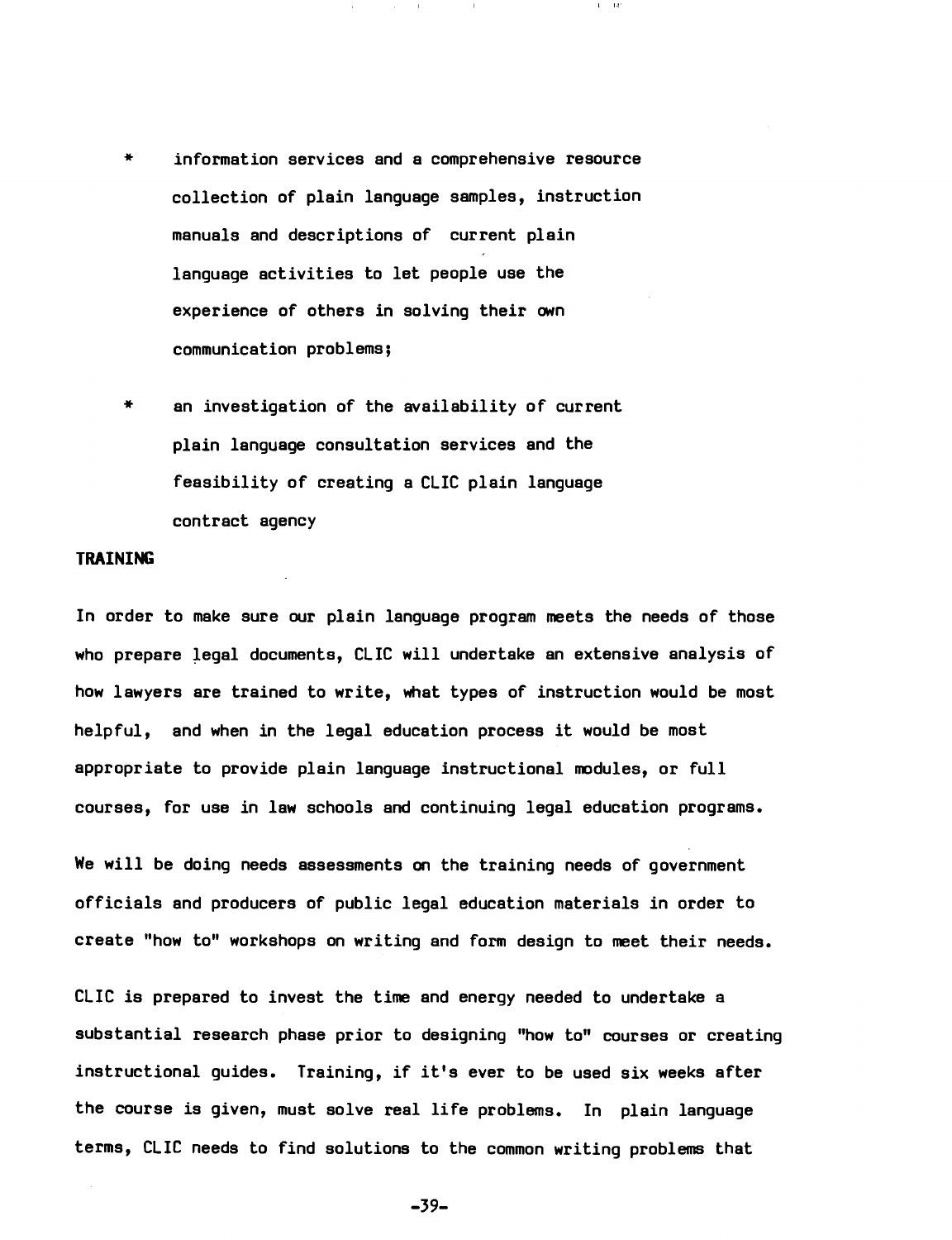* information services and a comprehensive resource collection of plain language samples, instruction manuals and descriptions of current plain language activities to let people use the experience of others in solving their own communication problems;

* an investigation of the availability of current plain language consultation services and the feasibility of creating a CLIC plain language contract agency

**TRAINING**

In order to make sure our plain language program meets the needs of those who prepare legal documents, CLIC will undertake an extensive analysis of how lawyers are trained to write, what types of instruction would be most helpful, and when in the legal education process it would be most appropriate to provide plain language instructional modules, or full courses, for use in law schools and continuing legal education programs.

We will be doing needs assessments on the training needs of government officials and producers of public legal education materials in order to create "how to" workshops on writing and form design to meet their needs.

CLIC is prepared to invest the time and energy needed to undertake a substantial research phase prior to designing "how to" courses or creating instructional guides. Training, if it's ever to be used six weeks after the course is given, must solve real life problems. In plain language terms, CLIC needs to find solutions to the common writing problems that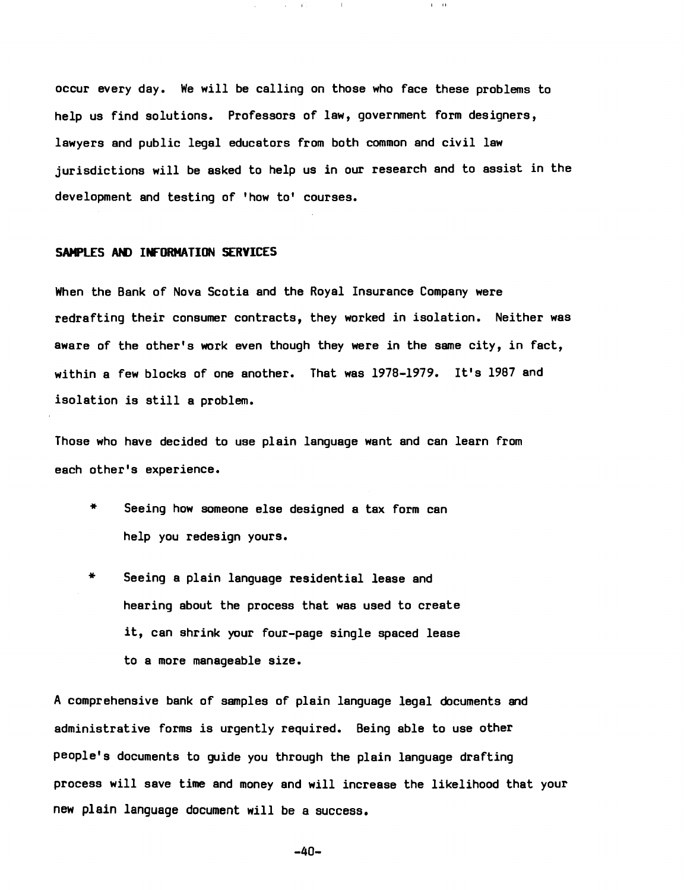occur every day. We will be calling on those who face these problems to help us find solutions. Professors of law, government form designers, lawyers and public legal educators from both common and civil law jurisdictions will be asked to help us in our research and to assist in the development and testing of 'how to' courses.

## SAMPLES AND INFORMATION SERVICES

When the Bank of Nova Scotia and the Royal Insurance Company were redrafting their consumer contracts, they worked in isolation. Neither was aware of the other's work even though they were in the same city, in fact, within a few blocks of one another. That was 1978-1979. It's 1987 and isolation is still a problem.

Those who have decided to use plain language want and can learn from each other's experience.

* Seeing how someone else designed a tax form can help you redesign yours.

* Seeing a plain language residential lease and hearing about the process that was used to create it, can shrink your four-page single spaced lease to a more manageable size.

A comprehensive bank of samples of plain language legal documents and administrative forms is urgently required. Being able to use other people's documents to guide you through the plain language drafting process will save time and money and will increase the likelihood that your new plain language document will be a success.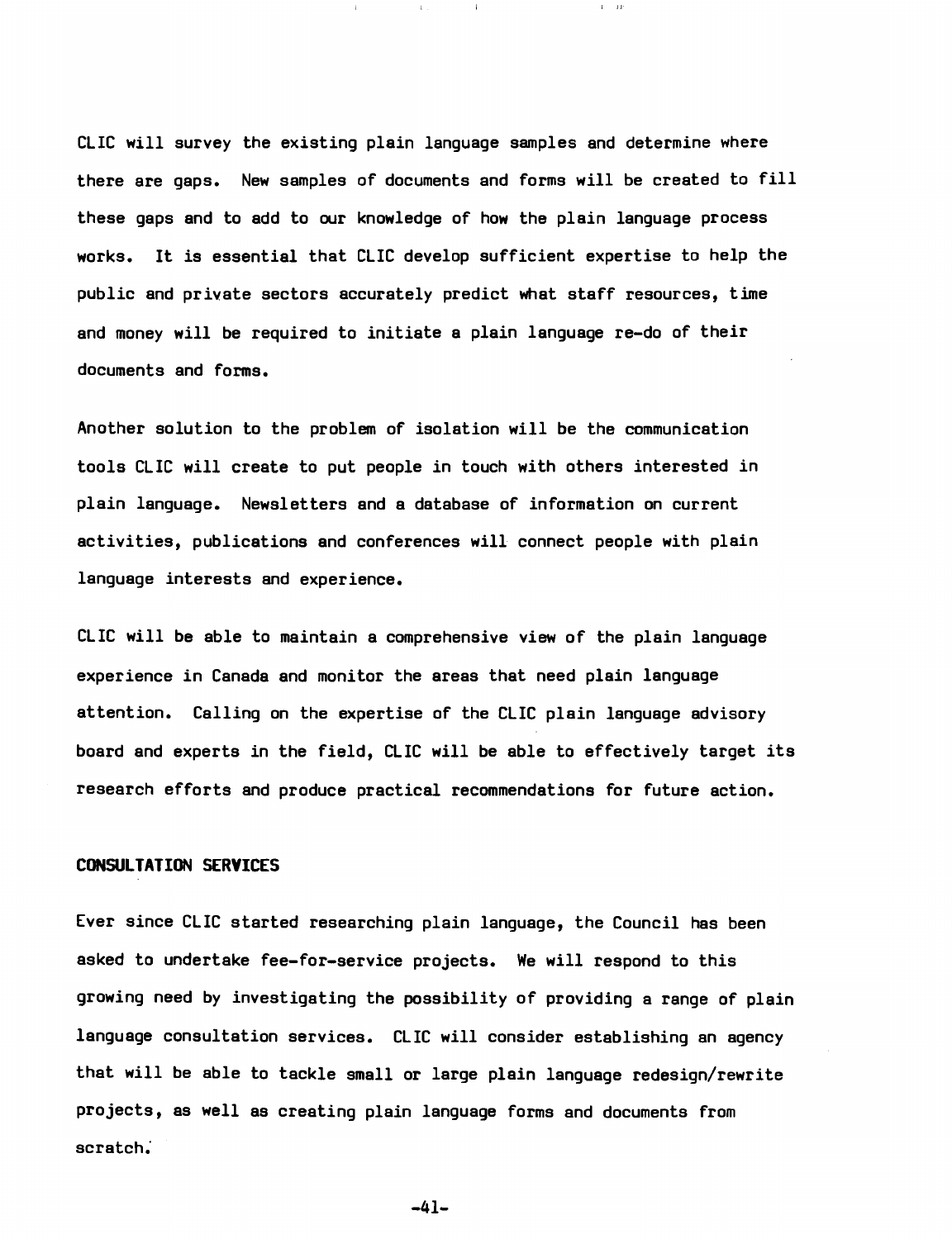CLIC will survey the existing plain language samples and determine where there are gaps. New samples of documents and forms will be created to fill these gaps and to add to our knowledge of how the plain language process works. It is essential that CLIC develop sufficient expertise to help the public and private sectors accurately predict what staff resources, time and money will be required to initiate a plain language re-do of their documents and forms.

Another solution to the problem of isolation will be the communication tools CLIC will create to put people in touch with others interested in plain language. Newsletters and a database of information on current activities, publications and conferences will connect people with plain language interests and experience.

CLIC will be able to maintain a comprehensive view of the plain language experience in Canada and monitor the areas that need plain language attention. Calling on the expertise of the CLIC plain language advisory board and experts in the field, CLIC will be able to effectively target its research efforts and produce practical recommendations for future action.

## CONSULTATION SERVICES

Ever since CLIC started researching plain language, the Council has been asked to undertake fee-for-service projects. We will respond to this growing need by investigating the possibility of providing a range of plain language consultation services. CLIC will consider establishing an agency that will be able to tackle small or large plain language redesign/rewrite projects, as well as creating plain language forms and documents from scratch.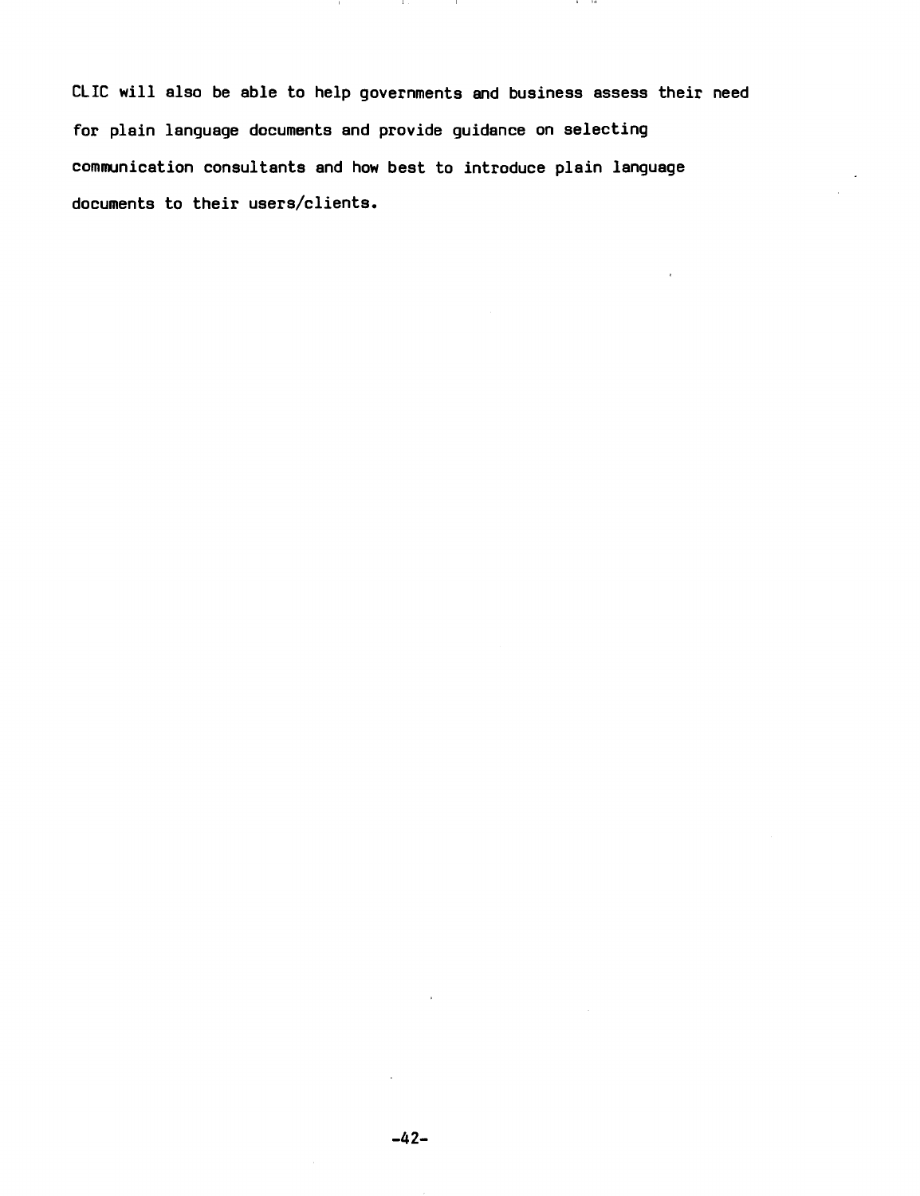CLIC will also be able to help governments and business assess their need for plain language documents and provide guidance on selecting communication consultants and how best to introduce plain language documents to their users/clients.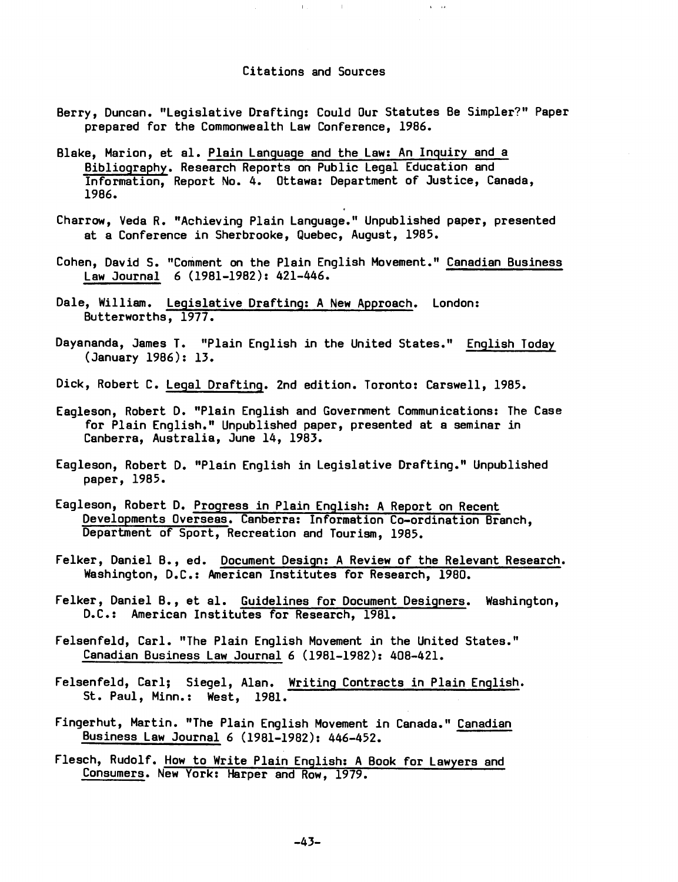# Citations and Sources

Berry, Duncan. "Legislative Drafting: Could Our Statutes Be Simpler?" Paper prepared for the Commonwealth Law Conference, 1986.

Blake, Marion, et al. Plain Language and the Law: An Inquiry and a Bibliography. Research Reports on Public Legal Education and Information, Report No. 4. Ottawa: Department of Justice, Canada, 1986.

Charrow, Veda R. "Achieving Plain Language." Unpublished paper, presented at a Conference in Sherbrooke, Quebec, August, 1985.

Cohen, David S. "Comment on the Plain English Movement." Canadian Business Law Journal 6 (1981-1982): 421-446.

Dale, William. Legislative Drafting: A New Approach. London: Butterworths, 1977.

Dayananda, James T. "Plain English in the United States." English Today (January 1986): 13.

Dick, Robert C. Legal Drafting. 2nd edition. Toronto: Carswell, 1985.

Eagleson, Robert D. "Plain English and Government Communications: The Case for Plain English." Unpublished paper, presented at a seminar in Canberra, Australia, June 14, 1983.

Eagleson, Robert D. "Plain English in Legislative Drafting." Unpublished paper, 1985.

Eagleson, Robert D. Progress in Plain English: A Report on Recent Developments Overseas. Canberra: Information Co-ordination Branch, Department of Sport, Recreation and Tourism, 1985.

Felker, Daniel B., ed. Document Design: A Review of the Relevant Research. Washington, D.C.: American Institutes for Research, 1980.

Felker, Daniel B., et al. Guidelines for Document Designers. Washington, D.C.: American Institutes for Research, 1981.

Felsenfeld, Carl. "The Plain English Movement in the United States." Canadian Business Law Journal 6 (1981-1982): 408-421.

Felsenfeld, Carl; Siegel, Alan. Writing Contracts in Plain English. St. Paul, Minn.: West, 1981.

Fingerhut, Martin. "The Plain English Movement in Canada." Canadian Business Law Journal 6 (1981-1982): 446-452.

Flesch, Rudolf. How to Write Plain English: A Book for Lawyers and Consumers. New York: Harper and Row, 1979.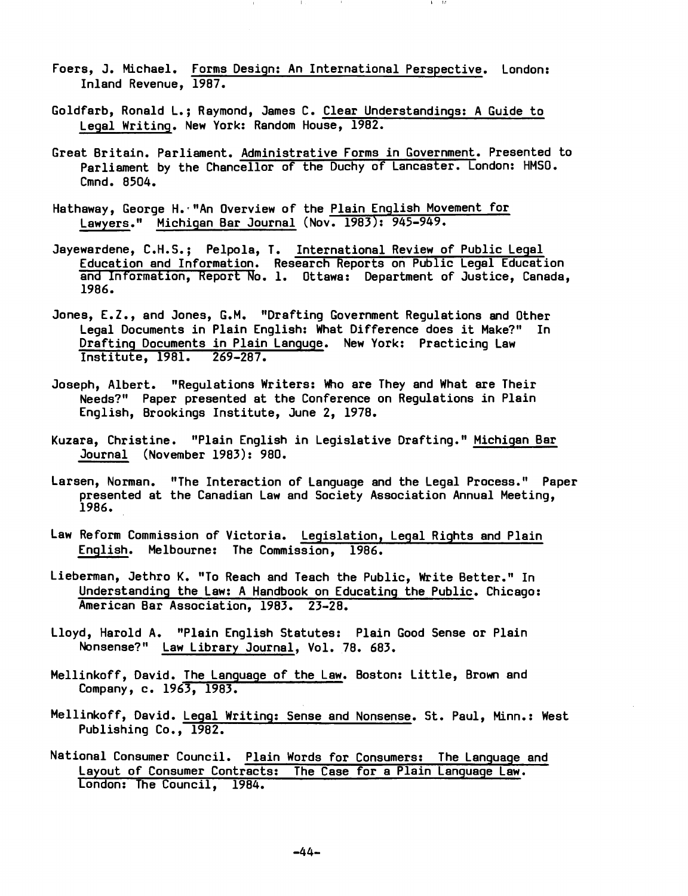Foers, J. Michael. Forms Design: An International Perspective. London: Inland Revenue, 1987.

Goldfarb, Ronald L.; Raymond, James C. Clear Understandings: A Guide to Legal Writing. New York: Random House, 1982.

Great Britain. Parliament. Administrative Forms in Government. Presented to Parliament by the Chancellor of the Duchy of Lancaster. London: HMSO. Cmnd. 8504.

Hathaway, George H. "An Overview of the Plain English Movement for Lawyers." Michigan Bar Journal (Nov. 1983): 945-949.

Jayewardene, C.H.S.; Pelpola, T. International Review of Public Legal Education and Information. Research Reports on Public Legal Education and Information, Report No. 1. Ottawa: Department of Justice, Canada, 1986.

Jones, E.Z., and Jones, G.M. "Drafting Government Regulations and Other Legal Documents in Plain English: What Difference does it Make?" In Drafting Documents in Plain Languge. New York: Practicing Law Institute, 1981. 269-287.

Joseph, Albert. "Regulations Writers: Who are They and What are Their Needs?" Paper presented at the Conference on Regulations in Plain English, Brookings Institute, June 2, 1978.

Kuzara, Christine. "Plain English in Legislative Drafting." Michigan Bar Journal (November 1983): 980.

Larsen, Norman. "The Interaction of Language and the Legal Process." Paper presented at the Canadian Law and Society Association Annual Meeting, 1986.

Law Reform Commission of Victoria. Legislation, Legal Rights and Plain English. Melbourne: The Commission, 1986.

Lieberman, Jethro K. "To Reach and Teach the Public, Write Better." In Understanding the Law: A Handbook on Educating the Public. Chicago: American Bar Association, 1983. 23-28.

Lloyd, Harold A. "Plain English Statutes: Plain Good Sense or Plain Nonsense?" Law Library Journal, Vol. 78. 683.

Mellinkoff, David. The Language of the Law. Boston: Little, Brown and Company, c. 1963, 1983.

Mellinkoff, David. Legal Writing: Sense and Nonsense. St. Paul, Minn.: West Publishing Co., 1982.

National Consumer Council. Plain Words for Consumers: The Language and Layout of Consumer Contracts: The Case for a Plain Language Law. London: The Council, 1984.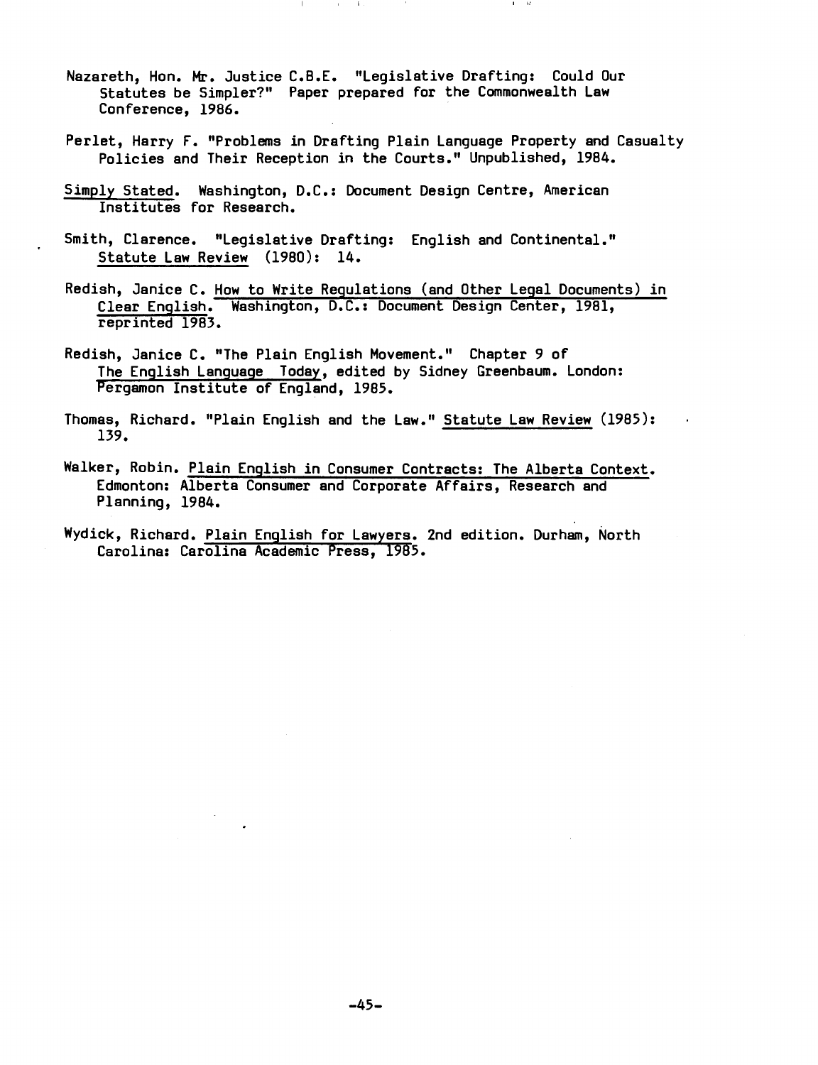Nazareth, Hon. Mr. Justice C.B.E. "Legislative Drafting: Could Our Statutes be Simpler?" Paper prepared for the Commonwealth Law Conference, 1986.

Perlet, Harry F. "Problems in Drafting Plain Language Property and Casualty Policies and Their Reception in the Courts." Unpublished, 1984.

_Simply Stated_. Washington, D.C.: Document Design Centre, American Institutes for Research.

Smith, Clarence. "Legislative Drafting: English and Continental." _Statute Law Review_ (1980): 14.

Redish, Janice C. _How to Write Regulations (and Other Legal Documents) in Clear English_. Washington, D.C.: Document Design Center, 1981, reprinted 1983.

Redish, Janice C. "The Plain English Movement." Chapter 9 of _The English Language Today_, edited by Sidney Greenbaum. London: Pergamon Institute of England, 1985.

Thomas, Richard. "Plain English and the Law." _Statute Law Review_ (1985): 139.

Walker, Robin. _Plain English in Consumer Contracts: The Alberta Context_. Edmonton: Alberta Consumer and Corporate Affairs, Research and Planning, 1984.

Wydick, Richard. _Plain English for Lawyers_. 2nd edition. Durham, North Carolina: Carolina Academic Press, 1985.